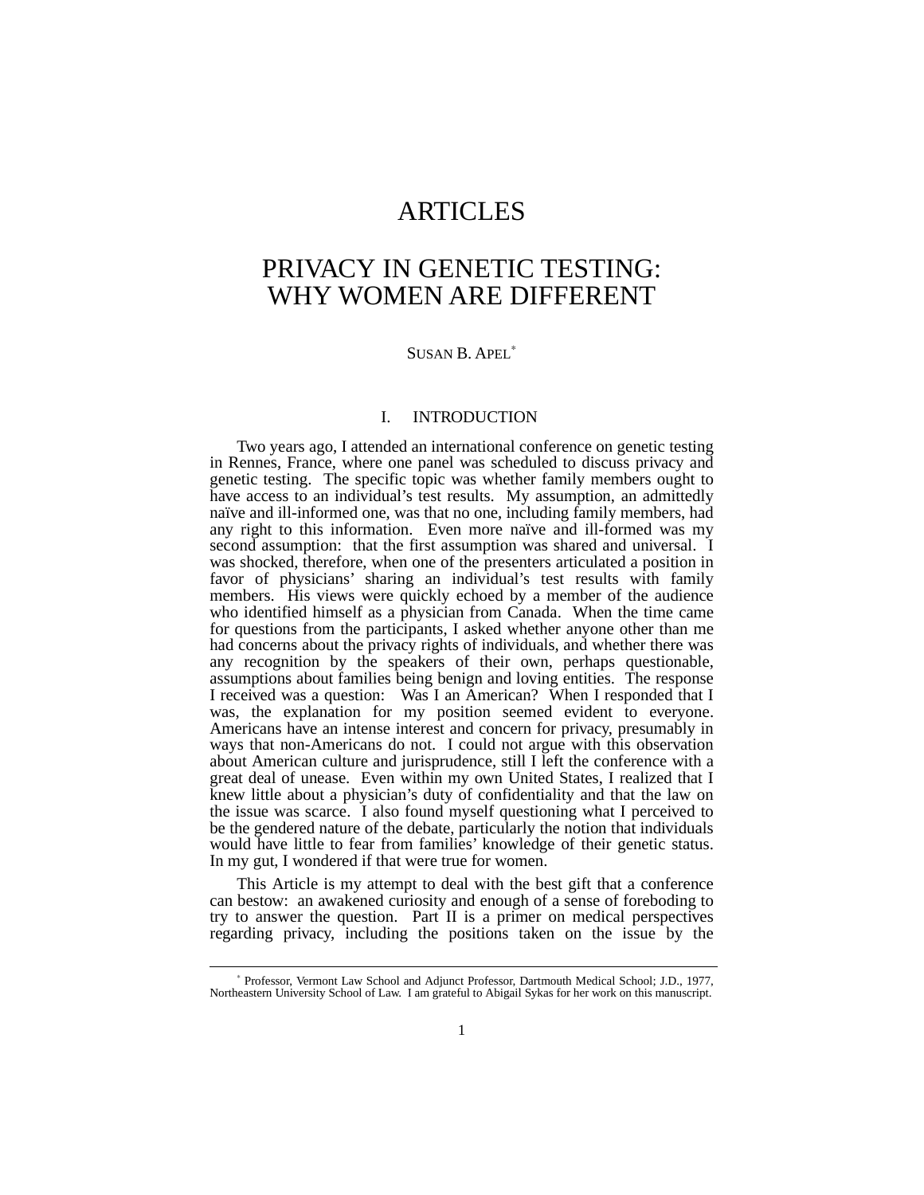# ARTICLES

# PRIVACY IN GENETIC TESTING: WHY WOMEN ARE DIFFERENT

SUSAN B. APEL[*]

## I. INTRODUCTION

Two years ago, I attended an international conference on genetic testing in Rennes, France, where one panel was scheduled to discuss privacy and genetic testing. The specific topic was whether family members ought to have access to an individual's test results. My assumption, an admittedly naïve and ill-informed one, was that no one, including family members, had any right to this information. Even more naïve and ill-formed was my second assumption: that the first assumption was shared and universal. I was shocked, therefore, when one of the presenters articulated a position in favor of physicians' sharing an individual's test results with family members. His views were quickly echoed by a member of the audience who identified himself as a physician from Canada. When the time came for questions from the participants, I asked whether anyone other than me had concerns about the privacy rights of individuals, and whether there was any recognition by the speakers of their own, perhaps questionable, assumptions about families being benign and loving entities. The response I received was a question: Was I an American? When I responded that I was, the explanation for my position seemed evident to everyone. Americans have an intense interest and concern for privacy, presumably in ways that non-Americans do not. I could not argue with this observation about American culture and jurisprudence, still I left the conference with a great deal of unease. Even within my own United States, I realized that I knew little about a physician's duty of confidentiality and that the law on the issue was scarce. I also found myself questioning what I perceived to be the gendered nature of the debate, particularly the notion that individuals would have little to fear from families' knowledge of their genetic status. In my gut, I wondered if that were true for women.

This Article is my attempt to deal with the best gift that a conference can bestow: an awakened curiosity and enough of a sense of foreboding to try to answer the question. Part II is a primer on medical perspectives regarding privacy, including the positions taken on the issue by the

---

[*] Professor, Vermont Law School and Adjunct Professor, Dartmouth Medical School; J.D., 1977, Northeastern University School of Law. I am grateful to Abigail Sykas for her work on this manuscript.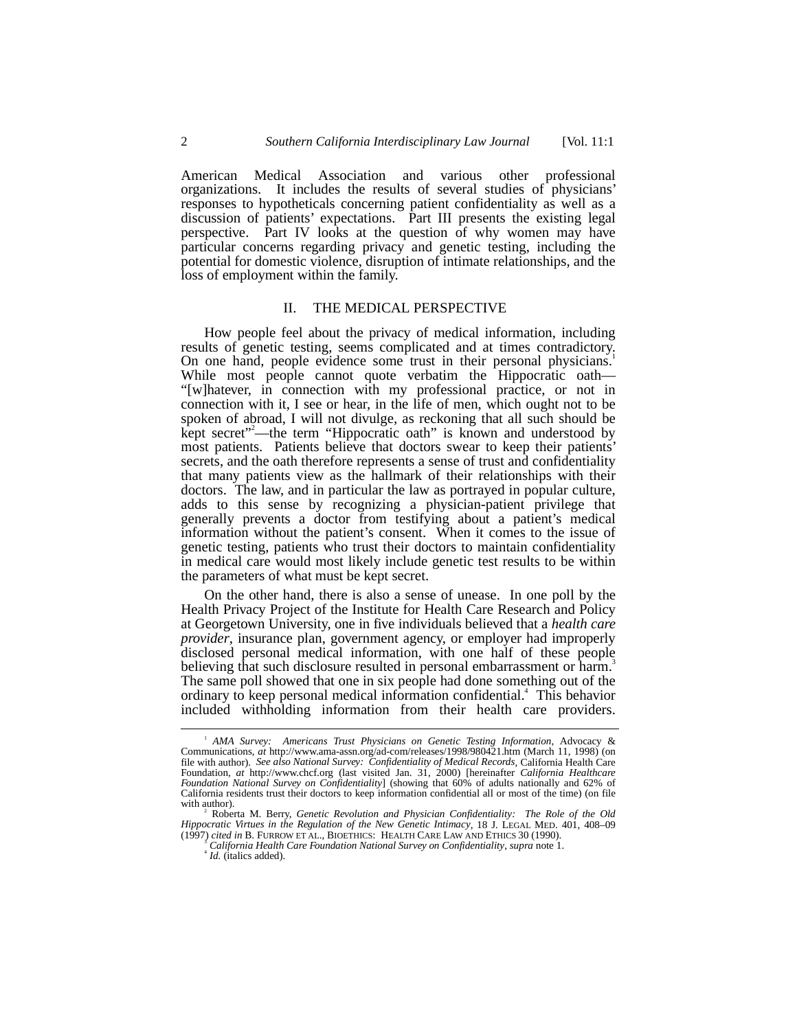American Medical Association and various other professional organizations. It includes the results of several studies of physicians' responses to hypotheticals concerning patient confidentiality as well as a discussion of patients' expectations. Part III presents the existing legal perspective. Part IV looks at the question of why women may have particular concerns regarding privacy and genetic testing, including the potential for domestic violence, disruption of intimate relationships, and the loss of employment within the family.

## II. THE MEDICAL PERSPECTIVE

How people feel about the privacy of medical information, including results of genetic testing, seems complicated and at times contradictory. On one hand, people evidence some trust in their personal physicians.[1] While most people cannot quote verbatim the Hippocratic oath—"[w]hatever, in connection with my professional practice, or not in connection with it, I see or hear, in the life of men, which ought not to be spoken of abroad, I will not divulge, as reckoning that all such should be kept secret"[2]—the term "Hippocratic oath" is known and understood by most patients. Patients believe that doctors swear to keep their patients' secrets, and the oath therefore represents a sense of trust and confidentiality that many patients view as the hallmark of their relationships with their doctors. The law, and in particular the law as portrayed in popular culture, adds to this sense by recognizing a physician-patient privilege that generally prevents a doctor from testifying about a patient's medical information without the patient's consent. When it comes to the issue of genetic testing, patients who trust their doctors to maintain confidentiality in medical care would most likely include genetic test results to be within the parameters of what must be kept secret.

On the other hand, there is also a sense of unease. In one poll by the Health Privacy Project of the Institute for Health Care Research and Policy at Georgetown University, one in five individuals believed that a *health care provider*, insurance plan, government agency, or employer had improperly disclosed personal medical information, with one half of these people believing that such disclosure resulted in personal embarrassment or harm.[3] The same poll showed that one in six people had done something out of the ordinary to keep personal medical information confidential.[4] This behavior included withholding information from their health care providers.

---

[1] *AMA Survey: Americans Trust Physicians on Genetic Testing Information*, Advocacy & Communications, *at* http://www.ama-assn.org/ad-com/releases/1998/980421.htm (March 11, 1998) (on file with author). *See also National Survey: Confidentiality of Medical Records*, California Health Care Foundation, *at* http://www.chcf.org (last visited Jan. 31, 2000) [hereinafter *California Healthcare Foundation National Survey on Confidentiality*] (showing that 60% of adults nationally and 62% of California residents trust their doctors to keep information confidential all or most of the time) (on file with author).

[2] Roberta M. Berry, *Genetic Revolution and Physician Confidentiality: The Role of the Old Hippocratic Virtues in the Regulation of the New Genetic Intimacy*, 18 J. LEGAL MED. 401, 408–09 (1997) *cited in* B. FURROW ET AL., BIOETHICS: HEALTH CARE LAW AND ETHICS 30 (1990).

[3] *California Health Care Foundation National Survey on Confidentiality*, *supra* note 1.

[4] *Id.* (italics added).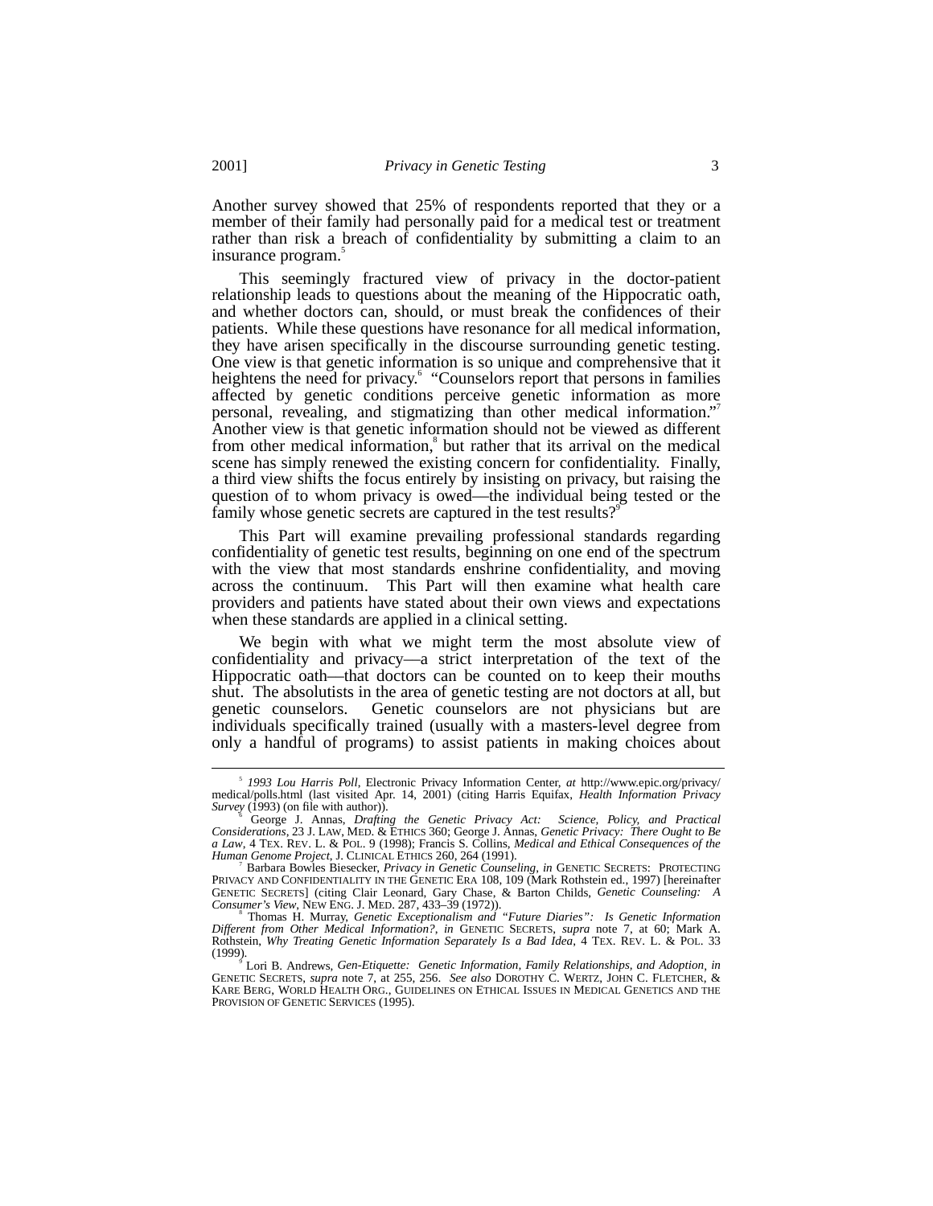Another survey showed that 25% of respondents reported that they or a member of their family had personally paid for a medical test or treatment rather than risk a breach of confidentiality by submitting a claim to an insurance program.[5]

This seemingly fractured view of privacy in the doctor-patient relationship leads to questions about the meaning of the Hippocratic oath, and whether doctors can, should, or must break the confidences of their patients. While these questions have resonance for all medical information, they have arisen specifically in the discourse surrounding genetic testing. One view is that genetic information is so unique and comprehensive that it heightens the need for privacy.[6] "Counselors report that persons in families affected by genetic conditions perceive genetic information as more personal, revealing, and stigmatizing than other medical information."[7] Another view is that genetic information should not be viewed as different from other medical information,[8] but rather that its arrival on the medical scene has simply renewed the existing concern for confidentiality. Finally, a third view shifts the focus entirely by insisting on privacy, but raising the question of to whom privacy is owed—the individual being tested or the family whose genetic secrets are captured in the test results?[9]

This Part will examine prevailing professional standards regarding confidentiality of genetic test results, beginning on one end of the spectrum with the view that most standards enshrine confidentiality, and moving across the continuum. This Part will then examine what health care providers and patients have stated about their own views and expectations when these standards are applied in a clinical setting.

We begin with what we might term the most absolute view of confidentiality and privacy—a strict interpretation of the text of the Hippocratic oath—that doctors can be counted on to keep their mouths shut. The absolutists in the area of genetic testing are not doctors at all, but genetic counselors. Genetic counselors are not physicians but are individuals specifically trained (usually with a masters-level degree from only a handful of programs) to assist patients in making choices about

---

[5] *1993 Lou Harris Poll*, Electronic Privacy Information Center, *at* http://www.epic.org/privacy/medical/polls.html (last visited Apr. 14, 2001) (citing Harris Equifax, *Health Information Privacy Survey* (1993) (on file with author)).

[6] George J. Annas, *Drafting the Genetic Privacy Act: Science, Policy, and Practical Considerations*, 23 J. LAW, MED. & ETHICS 360; George J. Annas, *Genetic Privacy: There Ought to Be a Law*, 4 TEX. REV. L. & POL. 9 (1998); Francis S. Collins, *Medical and Ethical Consequences of the Human Genome Project*, J. CLINICAL ETHICS 260, 264 (1991).

[7] Barbara Bowles Biesecker, *Privacy in Genetic Counseling*, *in* GENETIC SECRETS: PROTECTING PRIVACY AND CONFIDENTIALITY IN THE GENETIC ERA 108, 109 (Mark Rothstein ed., 1997) [hereinafter GENETIC SECRETS] (citing Clair Leonard, Gary Chase, & Barton Childs, *Genetic Counseling: A Consumer's View*, NEW ENG. J. MED. 287, 433–39 (1972)).

[8] Thomas H. Murray, *Genetic Exceptionalism and "Future Diaries": Is Genetic Information Different from Other Medical Information?*, *in* GENETIC SECRETS, *supra* note 7, at 60; Mark A. Rothstein, *Why Treating Genetic Information Separately Is a Bad Idea*, 4 TEX. REV. L. & POL. 33 (1999).

[9] Lori B. Andrews, *Gen-Etiquette: Genetic Information, Family Relationships, and Adoption*, *in* GENETIC SECRETS, *supra* note 7, at 255, 256. *See also* DOROTHY C. WERTZ, JOHN C. FLETCHER, & KARE BERG, WORLD HEALTH ORG., GUIDELINES ON ETHICAL ISSUES IN MEDICAL GENETICS AND THE PROVISION OF GENETIC SERVICES (1995).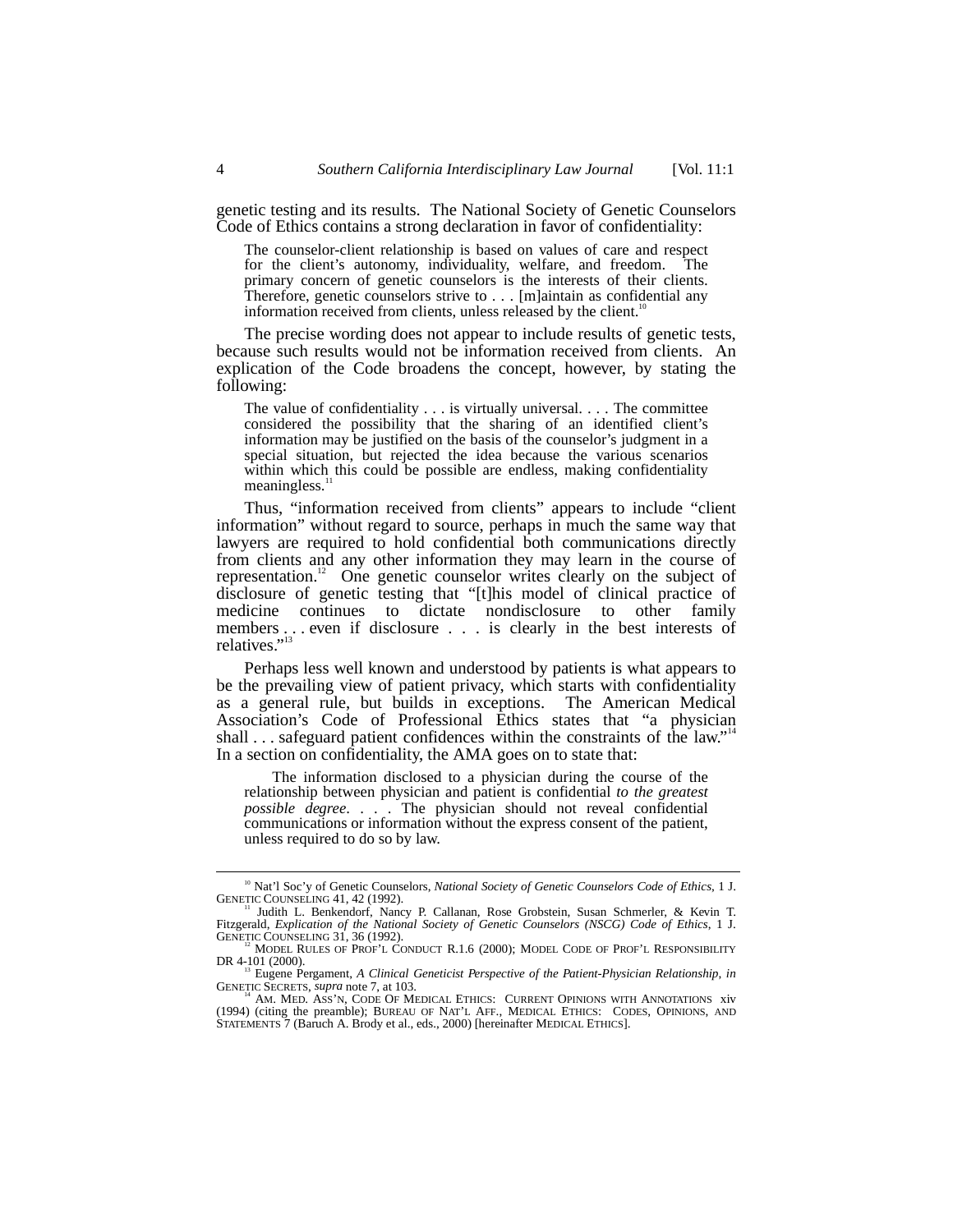genetic testing and its results. The National Society of Genetic Counselors Code of Ethics contains a strong declaration in favor of confidentiality:

> The counselor-client relationship is based on values of care and respect for the client's autonomy, individuality, welfare, and freedom. The primary concern of genetic counselors is the interests of their clients. Therefore, genetic counselors strive to . . . [m]aintain as confidential any information received from clients, unless released by the client.[10]

The precise wording does not appear to include results of genetic tests, because such results would not be information received from clients. An explication of the Code broadens the concept, however, by stating the following:

> The value of confidentiality . . . is virtually universal. . . . The committee considered the possibility that the sharing of an identified client's information may be justified on the basis of the counselor's judgment in a special situation, but rejected the idea because the various scenarios within which this could be possible are endless, making confidentiality meaningless.[11]

Thus, "information received from clients" appears to include "client information" without regard to source, perhaps in much the same way that lawyers are required to hold confidential both communications directly from clients and any other information they may learn in the course of representation.[12] One genetic counselor writes clearly on the subject of disclosure of genetic testing that "[t]his model of clinical practice of medicine continues to dictate nondisclosure to other family members . . . even if disclosure . . . is clearly in the best interests of relatives."[13]

Perhaps less well known and understood by patients is what appears to be the prevailing view of patient privacy, which starts with confidentiality as a general rule, but builds in exceptions. The American Medical Association's Code of Professional Ethics states that "a physician shall . . . safeguard patient confidences within the constraints of the law."[14] In a section on confidentiality, the AMA goes on to state that:

> The information disclosed to a physician during the course of the relationship between physician and patient is confidential *to the greatest possible degree*. . . . The physician should not reveal confidential communications or information without the express consent of the patient, unless required to do so by law.

---

[10] Nat'l Soc'y of Genetic Counselors, *National Society of Genetic Counselors Code of Ethics*, 1 J. GENETIC COUNSELING 41, 42 (1992).

[11] Judith L. Benkendorf, Nancy P. Callanan, Rose Grobstein, Susan Schmerler, & Kevin T. Fitzgerald, *Explication of the National Society of Genetic Counselors (NSCG) Code of Ethics*, 1 J. GENETIC COUNSELING 31, 36 (1992).

[12] MODEL RULES OF PROF'L CONDUCT R.1.6 (2000); MODEL CODE OF PROF'L RESPONSIBILITY DR 4-101 (2000).

[13] Eugene Pergament, *A Clinical Geneticist Perspective of the Patient-Physician Relationship*, *in* GENETIC SECRETS, *supra* note 7, at 103.

[14] AM. MED. ASS'N, CODE OF MEDICAL ETHICS: CURRENT OPINIONS WITH ANNOTATIONS xiv (1994) (citing the preamble); BUREAU OF NAT'L AFF., MEDICAL ETHICS: CODES, OPINIONS, AND STATEMENTS 7 (Baruch A. Brody et al., eds., 2000) [hereinafter MEDICAL ETHICS].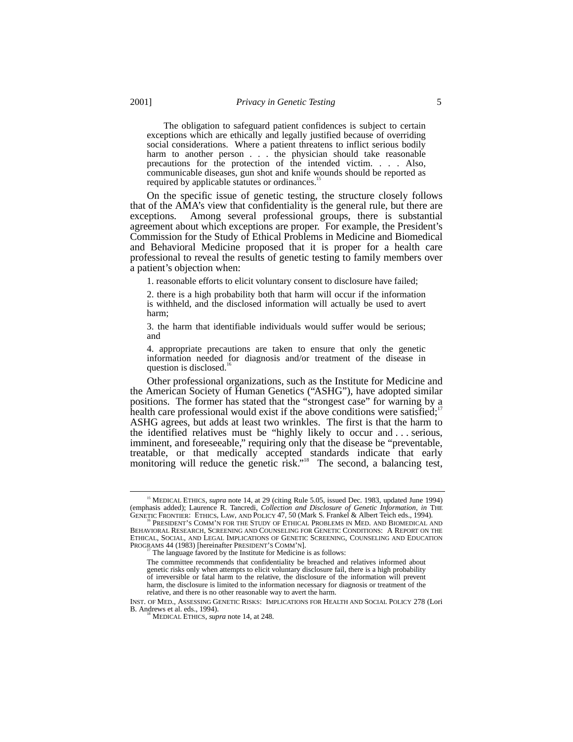> The obligation to safeguard patient confidences is subject to certain exceptions which are ethically and legally justified because of overriding social considerations. Where a patient threatens to inflict serious bodily harm to another person . . . the physician should take reasonable precautions for the protection of the intended victim. . . . Also, communicable diseases, gun shot and knife wounds should be reported as required by applicable statutes or ordinances.[15]

On the specific issue of genetic testing, the structure closely follows that of the AMA's view that confidentiality is the general rule, but there are exceptions. Among several professional groups, there is substantial agreement about which exceptions are proper. For example, the President's Commission for the Study of Ethical Problems in Medicine and Biomedical and Behavioral Medicine proposed that it is proper for a health care professional to reveal the results of genetic testing to family members over a patient's objection when:

> 1. reasonable efforts to elicit voluntary consent to disclosure have failed;
>
> 2. there is a high probability both that harm will occur if the information is withheld, and the disclosed information will actually be used to avert harm;
>
> 3. the harm that identifiable individuals would suffer would be serious; and
>
> 4. appropriate precautions are taken to ensure that only the genetic information needed for diagnosis and/or treatment of the disease in question is disclosed.[16]

Other professional organizations, such as the Institute for Medicine and the American Society of Human Genetics ("ASHG"), have adopted similar positions. The former has stated that the "strongest case" for warning by a health care professional would exist if the above conditions were satisfied;[17] ASHG agrees, but adds at least two wrinkles. The first is that the harm to the identified relatives must be "highly likely to occur and . . . serious, imminent, and foreseeable," requiring only that the disease be "preventable, treatable, or that medically accepted standards indicate that early monitoring will reduce the genetic risk."[18] The second, a balancing test,

---

[15] MEDICAL ETHICS, *supra* note 14, at 29 (citing Rule 5.05, issued Dec. 1983, updated June 1994) (emphasis added); Laurence R. Tancredi, *Collection and Disclosure of Genetic Information*, *in* THE GENETIC FRONTIER: ETHICS, LAW, AND POLICY 47, 50 (Mark S. Frankel & Albert Teich eds., 1994).

[16] PRESIDENT'S COMM'N FOR THE STUDY OF ETHICAL PROBLEMS IN MED. AND BIOMEDICAL AND BEHAVIORAL RESEARCH, SCREENING AND COUNSELING FOR GENETIC CONDITIONS: A REPORT ON THE ETHICAL, SOCIAL, AND LEGAL IMPLICATIONS OF GENETIC SCREENING, COUNSELING AND EDUCATION PROGRAMS 44 (1983) [hereinafter PRESIDENT'S COMM'N].

[17] The language favored by the Institute for Medicine is as follows:

> The committee recommends that confidentiality be breached and relatives informed about genetic risks only when attempts to elicit voluntary disclosure fail, there is a high probability of irreversible or fatal harm to the relative, the disclosure of the information will prevent harm, the disclosure is limited to the information necessary for diagnosis or treatment of the relative, and there is no other reasonable way to avert the harm.

INST. OF MED., ASSESSING GENETIC RISKS: IMPLICATIONS FOR HEALTH AND SOCIAL POLICY 278 (Lori B. Andrews et al. eds., 1994).

[18] MEDICAL ETHICS, *supra* note 14, at 248.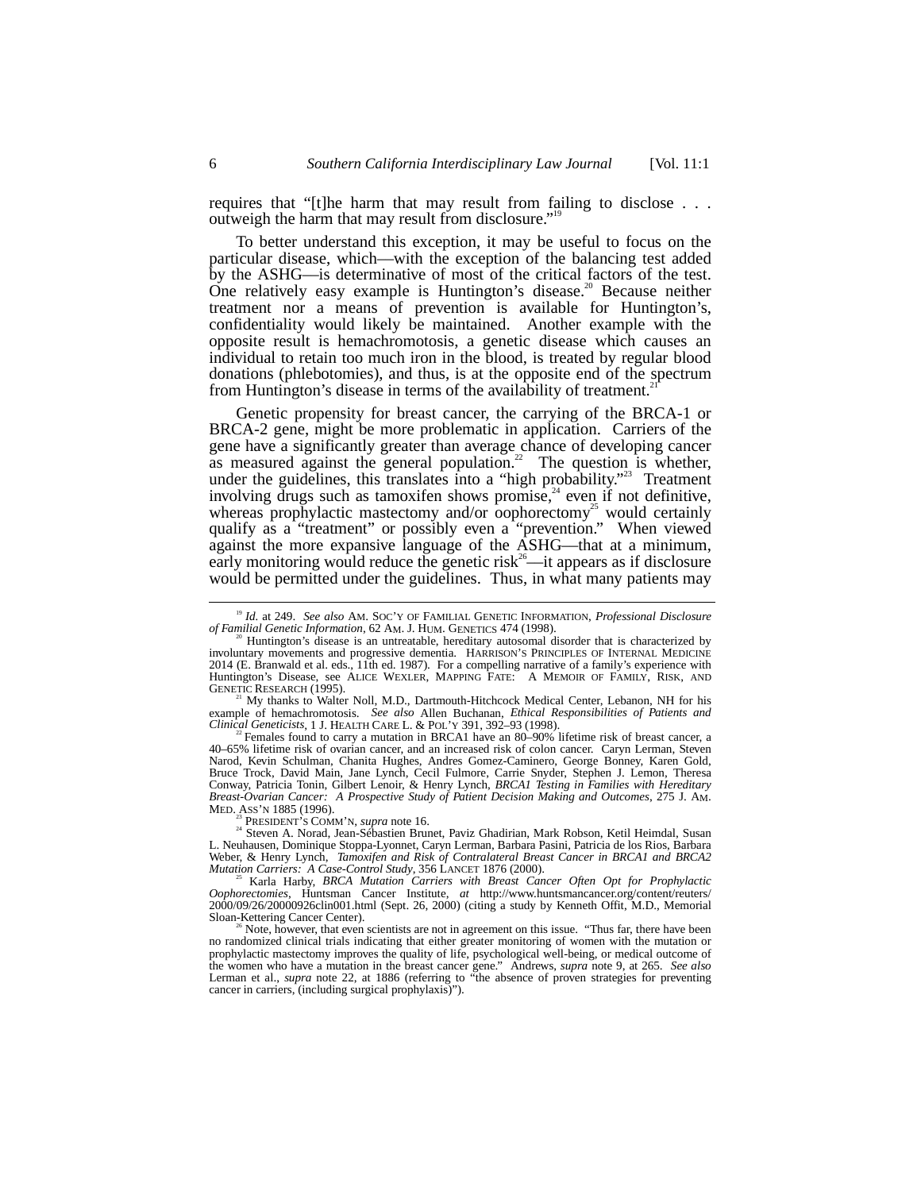requires that "[t]he harm that may result from failing to disclose . . . outweigh the harm that may result from disclosure."[19]

To better understand this exception, it may be useful to focus on the particular disease, which—with the exception of the balancing test added by the ASHG—is determinative of most of the critical factors of the test. One relatively easy example is Huntington's disease.[20] Because neither treatment nor a means of prevention is available for Huntington's, confidentiality would likely be maintained. Another example with the opposite result is hemachromotosis, a genetic disease which causes an individual to retain too much iron in the blood, is treated by regular blood donations (phlebotomies), and thus, is at the opposite end of the spectrum from Huntington's disease in terms of the availability of treatment.[21]

Genetic propensity for breast cancer, the carrying of the BRCA-1 or BRCA-2 gene, might be more problematic in application. Carriers of the gene have a significantly greater than average chance of developing cancer as measured against the general population.[22] The question is whether, under the guidelines, this translates into a "high probability."[23] Treatment involving drugs such as tamoxifen shows promise,[24] even if not definitive, whereas prophylactic mastectomy and/or oophorectomy[25] would certainly qualify as a "treatment" or possibly even a "prevention." When viewed against the more expansive language of the ASHG—that at a minimum, early monitoring would reduce the genetic risk[26]—it appears as if disclosure would be permitted under the guidelines. Thus, in what many patients may

---

[19] *Id.* at 249. *See also* AM. SOC'Y OF FAMILIAL GENETIC INFORMATION, *Professional Disclosure of Familial Genetic Information*, 62 AM. J. HUM. GENETICS 474 (1998).

[20] Huntington's disease is an untreatable, hereditary autosomal disorder that is characterized by involuntary movements and progressive dementia. HARRISON'S PRINCIPLES OF INTERNAL MEDICINE 2014 (E. Branwald et al. eds., 11th ed. 1987). For a compelling narrative of a family's experience with Huntington's Disease, see ALICE WEXLER, MAPPING FATE: A MEMOIR OF FAMILY, RISK, AND GENETIC RESEARCH (1995).

[21] My thanks to Walter Noll, M.D., Dartmouth-Hitchcock Medical Center, Lebanon, NH for his example of hemachromotosis. *See also* Allen Buchanan, *Ethical Responsibilities of Patients and Clinical Geneticists*, 1 J. HEALTH CARE L. & POL'Y 391, 392–93 (1998).

[22] Females found to carry a mutation in BRCA1 have an 80–90% lifetime risk of breast cancer, a 40–65% lifetime risk of ovarian cancer, and an increased risk of colon cancer. Caryn Lerman, Steven Narod, Kevin Schulman, Chanita Hughes, Andres Gomez-Caminero, George Bonney, Karen Gold, Bruce Trock, David Main, Jane Lynch, Cecil Fulmore, Carrie Snyder, Stephen J. Lemon, Theresa Conway, Patricia Tonin, Gilbert Lenoir, & Henry Lynch, *BRCA1 Testing in Families with Hereditary Breast-Ovarian Cancer: A Prospective Study of Patient Decision Making and Outcomes*, 275 J. AM. MED. ASS'N 1885 (1996).

[23] PRESIDENT'S COMM'N, *supra* note 16.

[24] Steven A. Norad, Jean-Sébastien Brunet, Paviz Ghadirian, Mark Robson, Ketil Heimdal, Susan L. Neuhausen, Dominique Stoppa-Lyonnet, Caryn Lerman, Barbara Pasini, Patricia de los Rios, Barbara Weber, & Henry Lynch, *Tamoxifen and Risk of Contralateral Breast Cancer in BRCA1 and BRCA2 Mutation Carriers: A Case-Control Study*, 356 LANCET 1876 (2000).

[25] Karla Harby, *BRCA Mutation Carriers with Breast Cancer Often Opt for Prophylactic Oophorectomies*, Huntsman Cancer Institute, *at* http://www.huntsmancancer.org/content/reuters/2000/09/26/20000926clin001.html (Sept. 26, 2000) (citing a study by Kenneth Offit, M.D., Memorial Sloan-Kettering Cancer Center).

[26] Note, however, that even scientists are not in agreement on this issue. "Thus far, there have been no randomized clinical trials indicating that either greater monitoring of women with the mutation or prophylactic mastectomy improves the quality of life, psychological well-being, or medical outcome of the women who have a mutation in the breast cancer gene." Andrews, *supra* note 9, at 265. *See also* Lerman et al., *supra* note 22, at 1886 (referring to "the absence of proven strategies for preventing cancer in carriers, (including surgical prophylaxis)").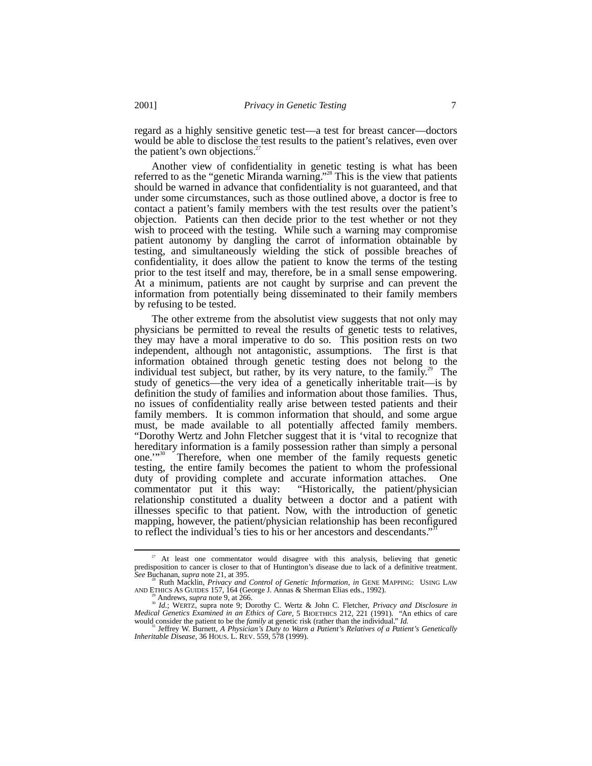regard as a highly sensitive genetic test—a test for breast cancer—doctors would be able to disclose the test results to the patient's relatives, even over the patient's own objections.[27]

Another view of confidentiality in genetic testing is what has been referred to as the "genetic Miranda warning."[28] This is the view that patients should be warned in advance that confidentiality is not guaranteed, and that under some circumstances, such as those outlined above, a doctor is free to contact a patient's family members with the test results over the patient's objection. Patients can then decide prior to the test whether or not they wish to proceed with the testing. While such a warning may compromise patient autonomy by dangling the carrot of information obtainable by testing, and simultaneously wielding the stick of possible breaches of confidentiality, it does allow the patient to know the terms of the testing prior to the test itself and may, therefore, be in a small sense empowering. At a minimum, patients are not caught by surprise and can prevent the information from potentially being disseminated to their family members by refusing to be tested.

The other extreme from the absolutist view suggests that not only may physicians be permitted to reveal the results of genetic tests to relatives, they may have a moral imperative to do so. This position rests on two independent, although not antagonistic, assumptions. The first is that information obtained through genetic testing does not belong to the individual test subject, but rather, by its very nature, to the family.[29] The study of genetics—the very idea of a genetically inheritable trait—is by definition the study of families and information about those families. Thus, no issues of confidentiality really arise between tested patients and their family members. It is common information that should, and some argue must, be made available to all potentially affected family members. "Dorothy Wertz and John Fletcher suggest that it is 'vital to recognize that hereditary information is a family possession rather than simply a personal one.'"[30] Therefore, when one member of the family requests genetic testing, the entire family becomes the patient to whom the professional duty of providing complete and accurate information attaches. One commentator put it this way: "Historically, the patient/physician relationship constituted a duality between a doctor and a patient with illnesses specific to that patient. Now, with the introduction of genetic mapping, however, the patient/physician relationship has been reconfigured to reflect the individual's ties to his or her ancestors and descendants."[31]

---

[27] At least one commentator would disagree with this analysis, believing that genetic predisposition to cancer is closer to that of Huntington's disease due to lack of a definitive treatment. *See* Buchanan, *supra* note 21, at 395.

[28] Ruth Macklin, *Privacy and Control of Genetic Information*, *in* GENE MAPPING: USING LAW AND ETHICS AS GUIDES 157, 164 (George J. Annas & Sherman Elias eds., 1992).

[29] Andrews, *supra* note 9, at 266.

[30] *Id.*; WERTZ, supra note 9; Dorothy C. Wertz & John C. Fletcher, *Privacy and Disclosure in Medical Genetics Examined in an Ethics of Care*, 5 BIOETHICS 212, 221 (1991). "An ethics of care would consider the patient to be the *family* at genetic risk (rather than the individual." *Id.*

[31] Jeffrey W. Burnett, *A Physician's Duty to Warn a Patient's Relatives of a Patient's Genetically Inheritable Disease*, 36 HOUS. L. REV. 559, 578 (1999).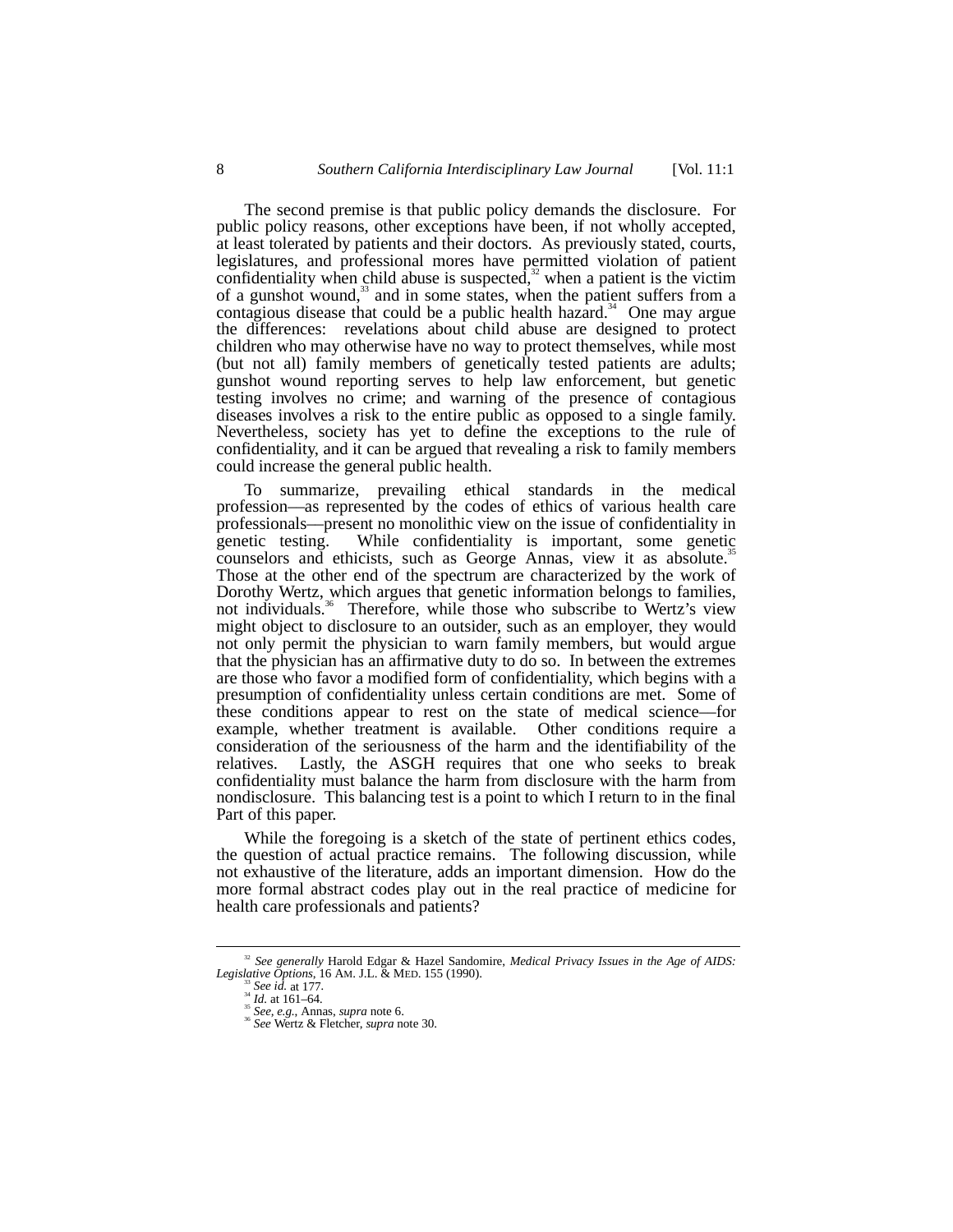The second premise is that public policy demands the disclosure. For public policy reasons, other exceptions have been, if not wholly accepted, at least tolerated by patients and their doctors. As previously stated, courts, legislatures, and professional mores have permitted violation of patient confidentiality when child abuse is suspected,[32] when a patient is the victim of a gunshot wound,[33] and in some states, when the patient suffers from a contagious disease that could be a public health hazard.[34] One may argue the differences: revelations about child abuse are designed to protect children who may otherwise have no way to protect themselves, while most (but not all) family members of genetically tested patients are adults; gunshot wound reporting serves to help law enforcement, but genetic testing involves no crime; and warning of the presence of contagious diseases involves a risk to the entire public as opposed to a single family. Nevertheless, society has yet to define the exceptions to the rule of confidentiality, and it can be argued that revealing a risk to family members could increase the general public health.

To summarize, prevailing ethical standards in the medical profession—as represented by the codes of ethics of various health care professionals—present no monolithic view on the issue of confidentiality in genetic testing. While confidentiality is important, some genetic counselors and ethicists, such as George Annas, view it as absolute.[35] Those at the other end of the spectrum are characterized by the work of Dorothy Wertz, which argues that genetic information belongs to families, not individuals.[36] Therefore, while those who subscribe to Wertz's view might object to disclosure to an outsider, such as an employer, they would not only permit the physician to warn family members, but would argue that the physician has an affirmative duty to do so. In between the extremes are those who favor a modified form of confidentiality, which begins with a presumption of confidentiality unless certain conditions are met. Some of these conditions appear to rest on the state of medical science—for example, whether treatment is available. Other conditions require a consideration of the seriousness of the harm and the identifiability of the relatives. Lastly, the ASGH requires that one who seeks to break confidentiality must balance the harm from disclosure with the harm from nondisclosure. This balancing test is a point to which I return to in the final Part of this paper.

While the foregoing is a sketch of the state of pertinent ethics codes, the question of actual practice remains. The following discussion, while not exhaustive of the literature, adds an important dimension. How do the more formal abstract codes play out in the real practice of medicine for health care professionals and patients?

---

[32] *See generally* Harold Edgar & Hazel Sandomire, *Medical Privacy Issues in the Age of AIDS: Legislative Options*, 16 AM. J.L. & MED. 155 (1990).

[33] *See id.* at 177.

[34] *Id.* at 161–64.

[35] *See, e.g.*, Annas, *supra* note 6.

[36] *See* Wertz & Fletcher, *supra* note 30.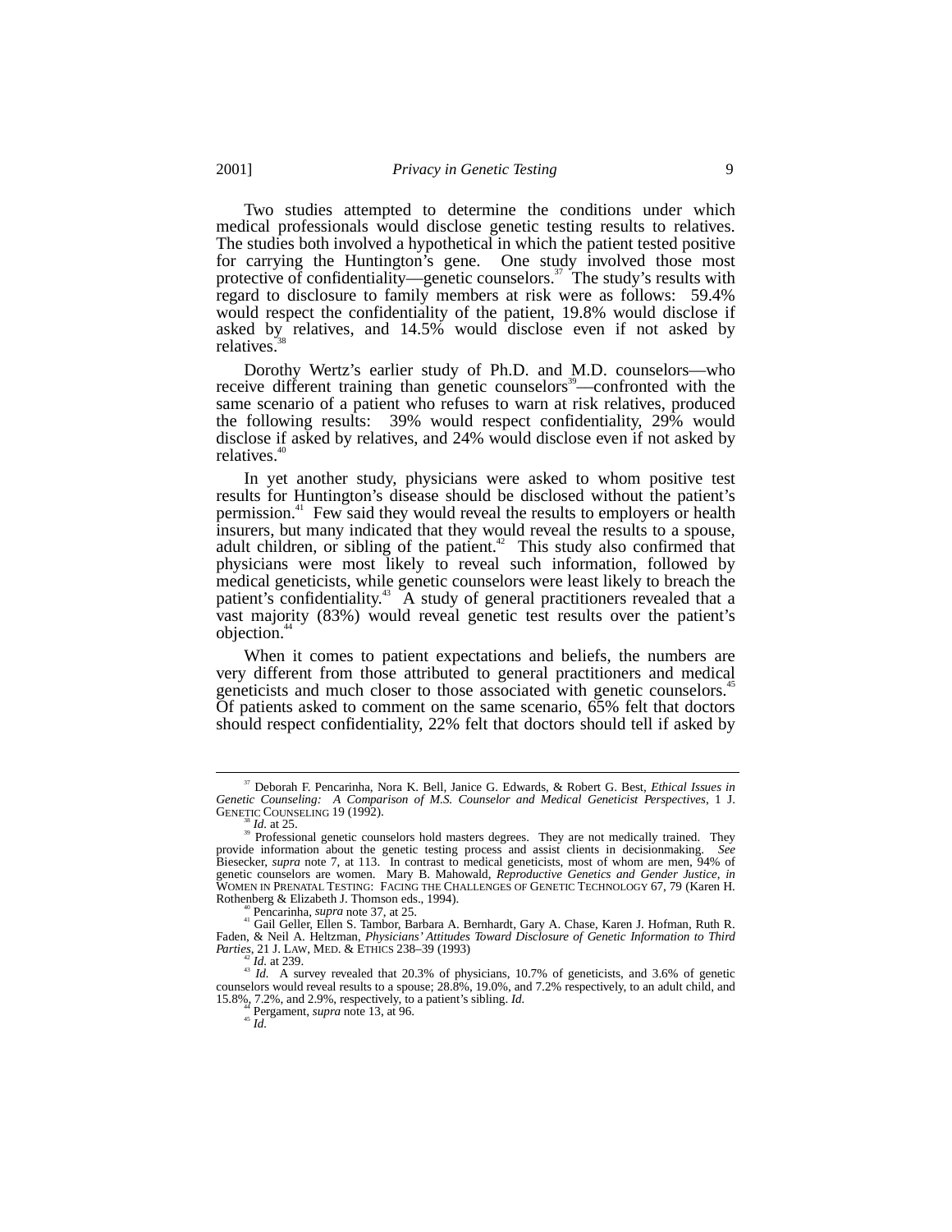Two studies attempted to determine the conditions under which medical professionals would disclose genetic testing results to relatives. The studies both involved a hypothetical in which the patient tested positive for carrying the Huntington's gene. One study involved those most protective of confidentiality—genetic counselors.[37] The study's results with regard to disclosure to family members at risk were as follows: 59.4% would respect the confidentiality of the patient, 19.8% would disclose if asked by relatives, and 14.5% would disclose even if not asked by relatives.[38]

Dorothy Wertz's earlier study of Ph.D. and M.D. counselors—who receive different training than genetic counselors[39]—confronted with the same scenario of a patient who refuses to warn at risk relatives, produced the following results: 39% would respect confidentiality, 29% would disclose if asked by relatives, and 24% would disclose even if not asked by relatives.[40]

In yet another study, physicians were asked to whom positive test results for Huntington's disease should be disclosed without the patient's permission.[41] Few said they would reveal the results to employers or health insurers, but many indicated that they would reveal the results to a spouse, adult children, or sibling of the patient.[42] This study also confirmed that physicians were most likely to reveal such information, followed by medical geneticists, while genetic counselors were least likely to breach the patient's confidentiality.[43] A study of general practitioners revealed that a vast majority (83%) would reveal genetic test results over the patient's objection.[44]

When it comes to patient expectations and beliefs, the numbers are very different from those attributed to general practitioners and medical geneticists and much closer to those associated with genetic counselors.[45] Of patients asked to comment on the same scenario, 65% felt that doctors should respect confidentiality, 22% felt that doctors should tell if asked by

---

[37] Deborah F. Pencarinha, Nora K. Bell, Janice G. Edwards, & Robert G. Best, *Ethical Issues in Genetic Counseling: A Comparison of M.S. Counselor and Medical Geneticist Perspectives*, 1 J. GENETIC COUNSELING 19 (1992).

[38] *Id.* at 25.

[39] Professional genetic counselors hold masters degrees. They are not medically trained. They provide information about the genetic testing process and assist clients in decisionmaking. *See* Biesecker, *supra* note 7, at 113. In contrast to medical geneticists, most of whom are men, 94% of genetic counselors are women. Mary B. Mahowald, *Reproductive Genetics and Gender Justice*, *in* WOMEN IN PRENATAL TESTING: FACING THE CHALLENGES OF GENETIC TECHNOLOGY 67, 79 (Karen H. Rothenberg & Elizabeth J. Thomson eds., 1994).

[40] Pencarinha, *supra* note 37, at 25.

[41] Gail Geller, Ellen S. Tambor, Barbara A. Bernhardt, Gary A. Chase, Karen J. Hofman, Ruth R. Faden, & Neil A. Heltzman, *Physicians' Attitudes Toward Disclosure of Genetic Information to Third Parties*, 21 J. LAW, MED. & ETHICS 238–39 (1993)

[42] *Id.* at 239.

[43] *Id.* A survey revealed that 20.3% of physicians, 10.7% of geneticists, and 3.6% of genetic counselors would reveal results to a spouse; 28.8%, 19.0%, and 7.2% respectively, to an adult child, and 15.8%, 7.2%, and 2.9%, respectively, to a patient's sibling. *Id.*

[44] Pergament, *supra* note 13, at 96.

[45] *Id.*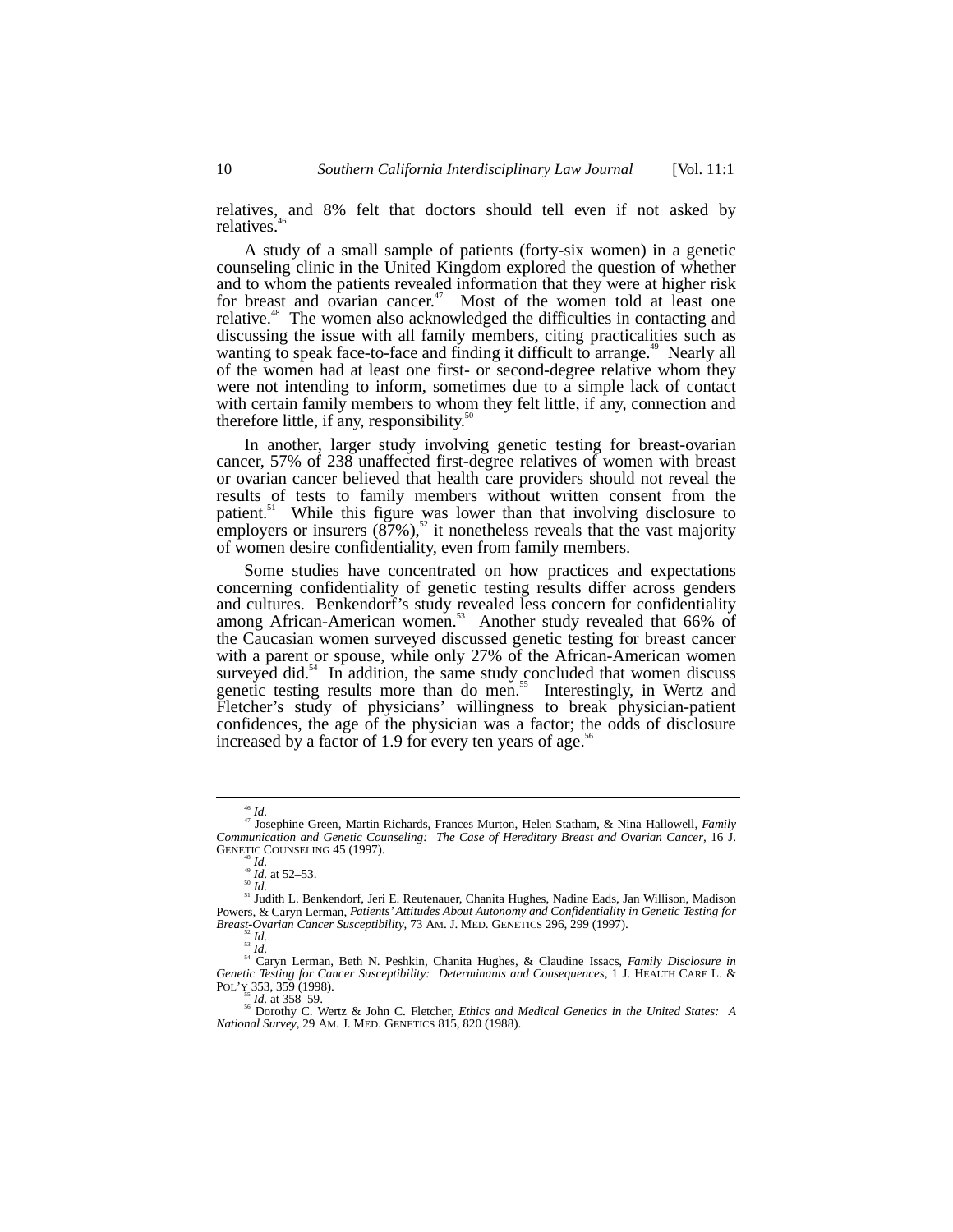relatives, and 8% felt that doctors should tell even if not asked by relatives.[46]

A study of a small sample of patients (forty-six women) in a genetic counseling clinic in the United Kingdom explored the question of whether and to whom the patients revealed information that they were at higher risk for breast and ovarian cancer.[47] Most of the women told at least one relative.[48] The women also acknowledged the difficulties in contacting and discussing the issue with all family members, citing practicalities such as wanting to speak face-to-face and finding it difficult to arrange.[49] Nearly all of the women had at least one first- or second-degree relative whom they were not intending to inform, sometimes due to a simple lack of contact with certain family members to whom they felt little, if any, connection and therefore little, if any, responsibility.[50]

In another, larger study involving genetic testing for breast-ovarian cancer, 57% of 238 unaffected first-degree relatives of women with breast or ovarian cancer believed that health care providers should not reveal the results of tests to family members without written consent from the patient.[51] While this figure was lower than that involving disclosure to employers or insurers (87%),[52] it nonetheless reveals that the vast majority of women desire confidentiality, even from family members.

Some studies have concentrated on how practices and expectations concerning confidentiality of genetic testing results differ across genders and cultures. Benkendorf's study revealed less concern for confidentiality among African-American women.[53] Another study revealed that 66% of the Caucasian women surveyed discussed genetic testing for breast cancer with a parent or spouse, while only 27% of the African-American women surveyed did.[54] In addition, the same study concluded that women discuss genetic testing results more than do men.[55] Interestingly, in Wertz and Fletcher's study of physicians' willingness to break physician-patient confidences, the age of the physician was a factor; the odds of disclosure increased by a factor of 1.9 for every ten years of age.[56]

---

[46] *Id.*

[47] Josephine Green, Martin Richards, Frances Murton, Helen Statham, & Nina Hallowell, *Family Communication and Genetic Counseling: The Case of Hereditary Breast and Ovarian Cancer*, 16 J. GENETIC COUNSELING 45 (1997).

[48] *Id.*

[49] *Id.* at 52–53.

[50] *Id.*

[51] Judith L. Benkendorf, Jeri E. Reutenauer, Chanita Hughes, Nadine Eads, Jan Willison, Madison Powers, & Caryn Lerman, *Patients' Attitudes About Autonomy and Confidentiality in Genetic Testing for Breast-Ovarian Cancer Susceptibility*, 73 AM. J. MED. GENETICS 296, 299 (1997).

[52] *Id.*

[53] *Id.*

[54] Caryn Lerman, Beth N. Peshkin, Chanita Hughes, & Claudine Issacs, *Family Disclosure in Genetic Testing for Cancer Susceptibility: Determinants and Consequences*, 1 J. HEALTH CARE L. & POL'Y 353, 359 (1998).

[55] *Id.* at 358–59.

[56] Dorothy C. Wertz & John C. Fletcher, *Ethics and Medical Genetics in the United States: A National Survey*, 29 AM. J. MED. GENETICS 815, 820 (1988).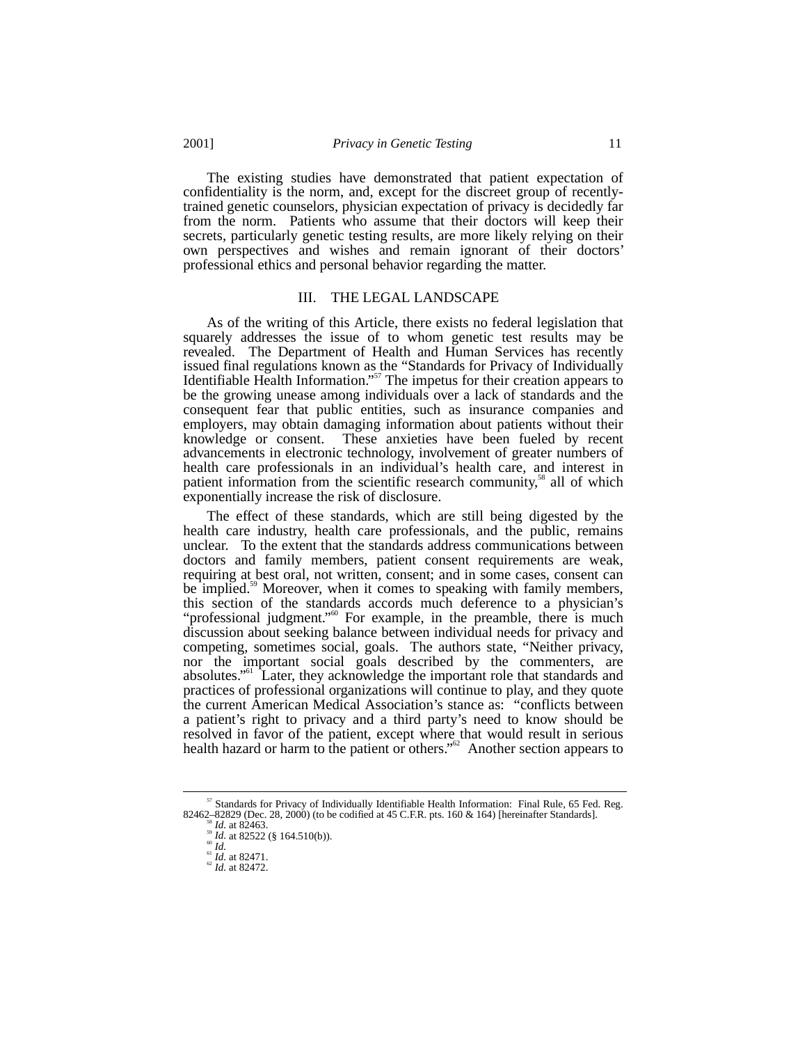The existing studies have demonstrated that patient expectation of confidentiality is the norm, and, except for the discreet group of recently-trained genetic counselors, physician expectation of privacy is decidedly far from the norm. Patients who assume that their doctors will keep their secrets, particularly genetic testing results, are more likely relying on their own perspectives and wishes and remain ignorant of their doctors' professional ethics and personal behavior regarding the matter.

## III. THE LEGAL LANDSCAPE

As of the writing of this Article, there exists no federal legislation that squarely addresses the issue of to whom genetic test results may be revealed. The Department of Health and Human Services has recently issued final regulations known as the "Standards for Privacy of Individually Identifiable Health Information."[57] The impetus for their creation appears to be the growing unease among individuals over a lack of standards and the consequent fear that public entities, such as insurance companies and employers, may obtain damaging information about patients without their knowledge or consent. These anxieties have been fueled by recent advancements in electronic technology, involvement of greater numbers of health care professionals in an individual's health care, and interest in patient information from the scientific research community,[58] all of which exponentially increase the risk of disclosure.

The effect of these standards, which are still being digested by the health care industry, health care professionals, and the public, remains unclear. To the extent that the standards address communications between doctors and family members, patient consent requirements are weak, requiring at best oral, not written, consent; and in some cases, consent can be implied.[59] Moreover, when it comes to speaking with family members, this section of the standards accords much deference to a physician's "professional judgment."[60] For example, in the preamble, there is much discussion about seeking balance between individual needs for privacy and competing, sometimes social, goals. The authors state, "Neither privacy, nor the important social goals described by the commenters, are absolutes."[61] Later, they acknowledge the important role that standards and practices of professional organizations will continue to play, and they quote the current American Medical Association's stance as: "conflicts between a patient's right to privacy and a third party's need to know should be resolved in favor of the patient, except where that would result in serious health hazard or harm to the patient or others."[62] Another section appears to

---

[57] Standards for Privacy of Individually Identifiable Health Information: Final Rule, 65 Fed. Reg. 82462–82829 (Dec. 28, 2000) (to be codified at 45 C.F.R. pts. 160 & 164) [hereinafter Standards].

[58] *Id.* at 82463.

[59] *Id.* at 82522 (§ 164.510(b)).

[60] *Id.*

[61] *Id.* at 82471.

[62] *Id.* at 82472.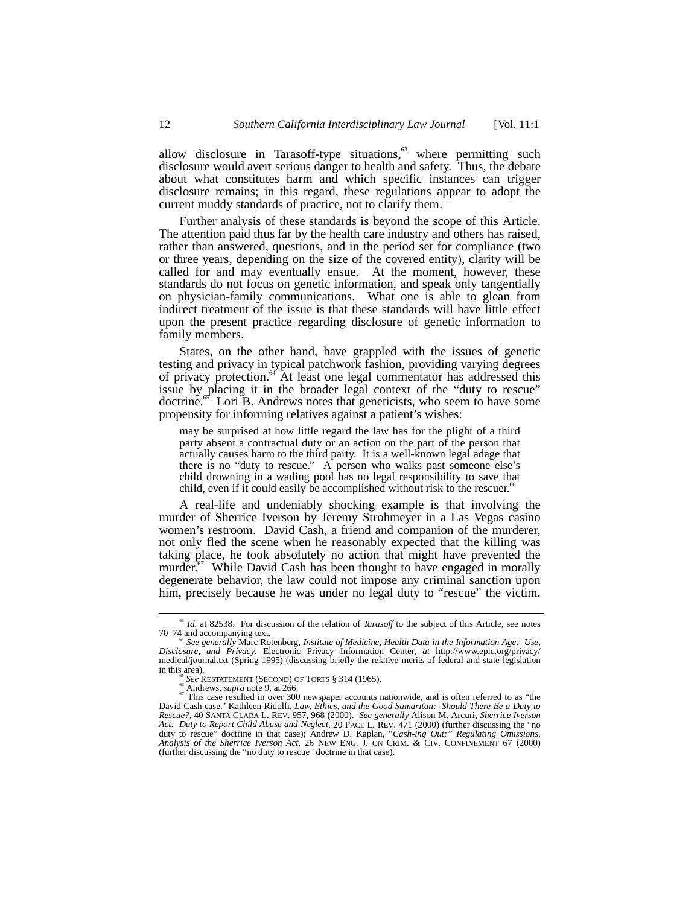allow disclosure in Tarasoff-type situations,[63] where permitting such disclosure would avert serious danger to health and safety. Thus, the debate about what constitutes harm and which specific instances can trigger disclosure remains; in this regard, these regulations appear to adopt the current muddy standards of practice, not to clarify them.

Further analysis of these standards is beyond the scope of this Article. The attention paid thus far by the health care industry and others has raised, rather than answered, questions, and in the period set for compliance (two or three years, depending on the size of the covered entity), clarity will be called for and may eventually ensue. At the moment, however, these standards do not focus on genetic information, and speak only tangentially on physician-family communications. What one is able to glean from indirect treatment of the issue is that these standards will have little effect upon the present practice regarding disclosure of genetic information to family members.

States, on the other hand, have grappled with the issues of genetic testing and privacy in typical patchwork fashion, providing varying degrees of privacy protection.[64] At least one legal commentator has addressed this issue by placing it in the broader legal context of the "duty to rescue" doctrine.[65] Lori B. Andrews notes that geneticists, who seem to have some propensity for informing relatives against a patient's wishes:

> may be surprised at how little regard the law has for the plight of a third party absent a contractual duty or an action on the part of the person that actually causes harm to the third party. It is a well-known legal adage that there is no "duty to rescue." A person who walks past someone else's child drowning in a wading pool has no legal responsibility to save that child, even if it could easily be accomplished without risk to the rescuer.[66]

A real-life and undeniably shocking example is that involving the murder of Sherrice Iverson by Jeremy Strohmeyer in a Las Vegas casino women's restroom. David Cash, a friend and companion of the murderer, not only fled the scene when he reasonably expected that the killing was taking place, he took absolutely no action that might have prevented the murder.[67] While David Cash has been thought to have engaged in morally degenerate behavior, the law could not impose any criminal sanction upon him, precisely because he was under no legal duty to "rescue" the victim.

---

[63] *Id.* at 82538. For discussion of the relation of *Tarasoff* to the subject of this Article, see notes 70–74 and accompanying text.

[64] *See generally* Marc Rotenberg, *Institute of Medicine, Health Data in the Information Age: Use, Disclosure, and Privacy*, Electronic Privacy Information Center, *at* http://www.epic.org/privacy/medical/journal.txt (Spring 1995) (discussing briefly the relative merits of federal and state legislation in this area).

[65] *See* RESTATEMENT (SECOND) OF TORTS § 314 (1965).

[66] Andrews, *supra* note 9, at 266.

[67] This case resulted in over 300 newspaper accounts nationwide, and is often referred to as "the David Cash case." Kathleen Ridolfi, *Law, Ethics, and the Good Samaritan: Should There Be a Duty to Rescue?*, 40 SANTA CLARA L. REV. 957, 968 (2000). *See generally* Alison M. Arcuri, *Sherrice Iverson Act: Duty to Report Child Abuse and Neglect*, 20 PACE L. REV. 471 (2000) (further discussing the "no duty to rescue" doctrine in that case); Andrew D. Kaplan, *"Cash-ing Out:" Regulating Omissions, Analysis of the Sherrice Iverson Act*, 26 NEW ENG. J. ON CRIM. & CIV. CONFINEMENT 67 (2000) (further discussing the "no duty to rescue" doctrine in that case).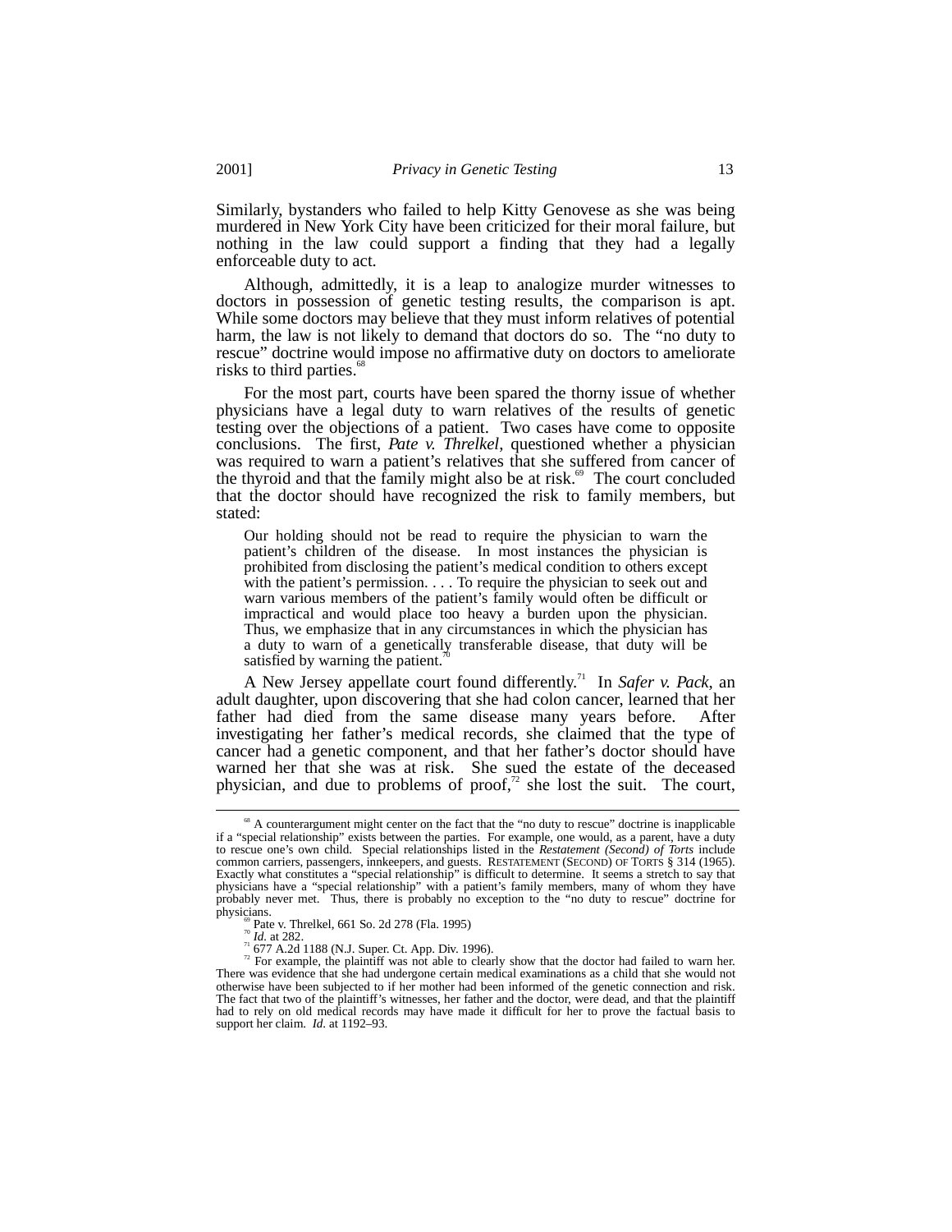Similarly, bystanders who failed to help Kitty Genovese as she was being murdered in New York City have been criticized for their moral failure, but nothing in the law could support a finding that they had a legally enforceable duty to act.

Although, admittedly, it is a leap to analogize murder witnesses to doctors in possession of genetic testing results, the comparison is apt. While some doctors may believe that they must inform relatives of potential harm, the law is not likely to demand that doctors do so. The "no duty to rescue" doctrine would impose no affirmative duty on doctors to ameliorate risks to third parties.[68]

For the most part, courts have been spared the thorny issue of whether physicians have a legal duty to warn relatives of the results of genetic testing over the objections of a patient. Two cases have come to opposite conclusions. The first, *Pate v. Threlkel*, questioned whether a physician was required to warn a patient's relatives that she suffered from cancer of the thyroid and that the family might also be at risk.[69] The court concluded that the doctor should have recognized the risk to family members, but stated:

> Our holding should not be read to require the physician to warn the patient's children of the disease. In most instances the physician is prohibited from disclosing the patient's medical condition to others except with the patient's permission. . . . To require the physician to seek out and warn various members of the patient's family would often be difficult or impractical and would place too heavy a burden upon the physician. Thus, we emphasize that in any circumstances in which the physician has a duty to warn of a genetically transferable disease, that duty will be satisfied by warning the patient.[70]

A New Jersey appellate court found differently.[71] In *Safer v. Pack*, an adult daughter, upon discovering that she had colon cancer, learned that her father had died from the same disease many years before. After investigating her father's medical records, she claimed that the type of cancer had a genetic component, and that her father's doctor should have warned her that she was at risk. She sued the estate of the deceased physician, and due to problems of proof,[72] she lost the suit. The court,

---

[68] A counterargument might center on the fact that the "no duty to rescue" doctrine is inapplicable if a "special relationship" exists between the parties. For example, one would, as a parent, have a duty to rescue one's own child. Special relationships listed in the *Restatement (Second) of Torts* include common carriers, passengers, innkeepers, and guests. RESTATEMENT (SECOND) OF TORTS § 314 (1965). Exactly what constitutes a "special relationship" is difficult to determine. It seems a stretch to say that physicians have a "special relationship" with a patient's family members, many of whom they have probably never met. Thus, there is probably no exception to the "no duty to rescue" doctrine for physicians.

[69] Pate v. Threlkel, 661 So. 2d 278 (Fla. 1995)

[70] *Id.* at 282.

[71] 677 A.2d 1188 (N.J. Super. Ct. App. Div. 1996).

[72] For example, the plaintiff was not able to clearly show that the doctor had failed to warn her. There was evidence that she had undergone certain medical examinations as a child that she would not otherwise have been subjected to if her mother had been informed of the genetic connection and risk. The fact that two of the plaintiff's witnesses, her father and the doctor, were dead, and that the plaintiff had to rely on old medical records may have made it difficult for her to prove the factual basis to support her claim. *Id.* at 1192–93.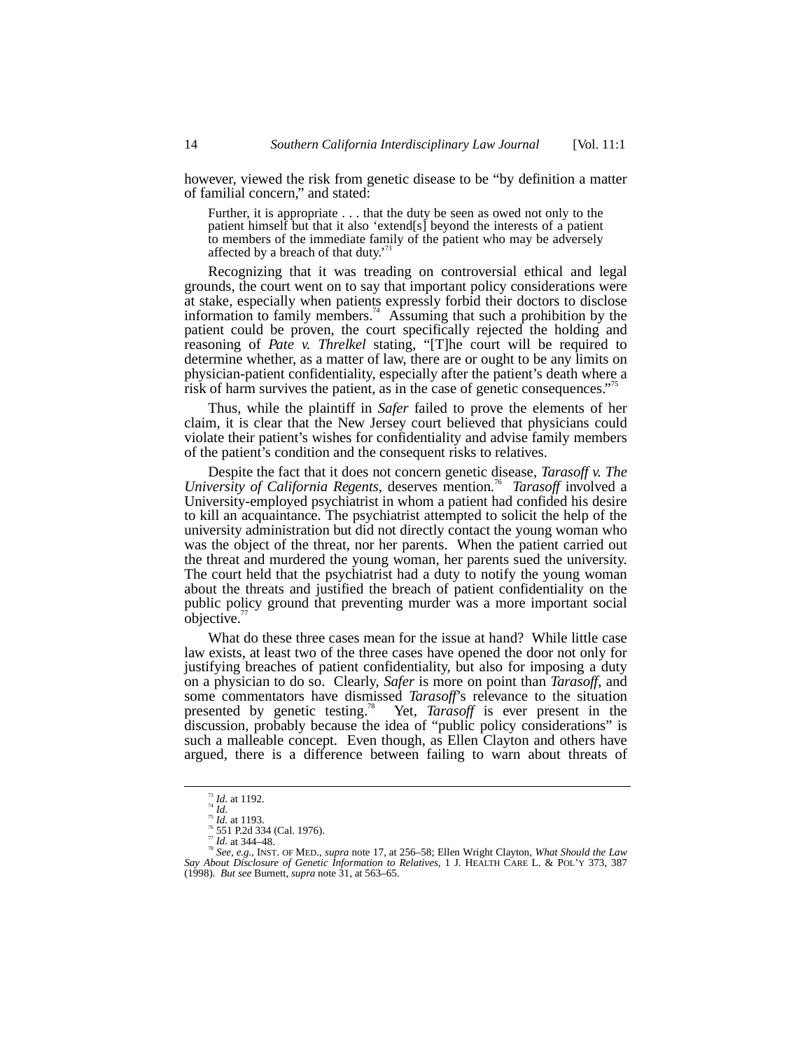however, viewed the risk from genetic disease to be "by definition a matter of familial concern," and stated:

> Further, it is appropriate . . . that the duty be seen as owed not only to the patient himself but that it also 'extend[s] beyond the interests of a patient to members of the immediate family of the patient who may be adversely affected by a breach of that duty.'[73]

Recognizing that it was treading on controversial ethical and legal grounds, the court went on to say that important policy considerations were at stake, especially when patients expressly forbid their doctors to disclose information to family members.[74] Assuming that such a prohibition by the patient could be proven, the court specifically rejected the holding and reasoning of *Pate v. Threlkel* stating, "[T]he court will be required to determine whether, as a matter of law, there are or ought to be any limits on physician-patient confidentiality, especially after the patient's death where a risk of harm survives the patient, as in the case of genetic consequences."[75]

Thus, while the plaintiff in *Safer* failed to prove the elements of her claim, it is clear that the New Jersey court believed that physicians could violate their patient's wishes for confidentiality and advise family members of the patient's condition and the consequent risks to relatives.

Despite the fact that it does not concern genetic disease, *Tarasoff v. The University of California Regents*, deserves mention.[76] *Tarasoff* involved a University-employed psychiatrist in whom a patient had confided his desire to kill an acquaintance. The psychiatrist attempted to solicit the help of the university administration but did not directly contact the young woman who was the object of the threat, nor her parents. When the patient carried out the threat and murdered the young woman, her parents sued the university. The court held that the psychiatrist had a duty to notify the young woman about the threats and justified the breach of patient confidentiality on the public policy ground that preventing murder was a more important social objective.[77]

What do these three cases mean for the issue at hand? While little case law exists, at least two of the three cases have opened the door not only for justifying breaches of patient confidentiality, but also for imposing a duty on a physician to do so. Clearly, *Safer* is more on point than *Tarasoff*, and some commentators have dismissed *Tarasoff*'s relevance to the situation presented by genetic testing.[78] Yet, *Tarasoff* is ever present in the discussion, probably because the idea of "public policy considerations" is such a malleable concept. Even though, as Ellen Clayton and others have argued, there is a difference between failing to warn about threats of

---

[73] *Id.* at 1192.

[74] *Id.*

[75] *Id.* at 1193.

[76] 551 P.2d 334 (Cal. 1976).

[77] *Id.* at 344–48.

[78] *See, e.g.*, INST. OF MED., *supra* note 17, at 256–58; Ellen Wright Clayton, *What Should the Law Say About Disclosure of Genetic Information to Relatives*, 1 J. HEALTH CARE L. & POL'Y 373, 387 (1998). *But see* Burnett, *supra* note 31, at 563–65.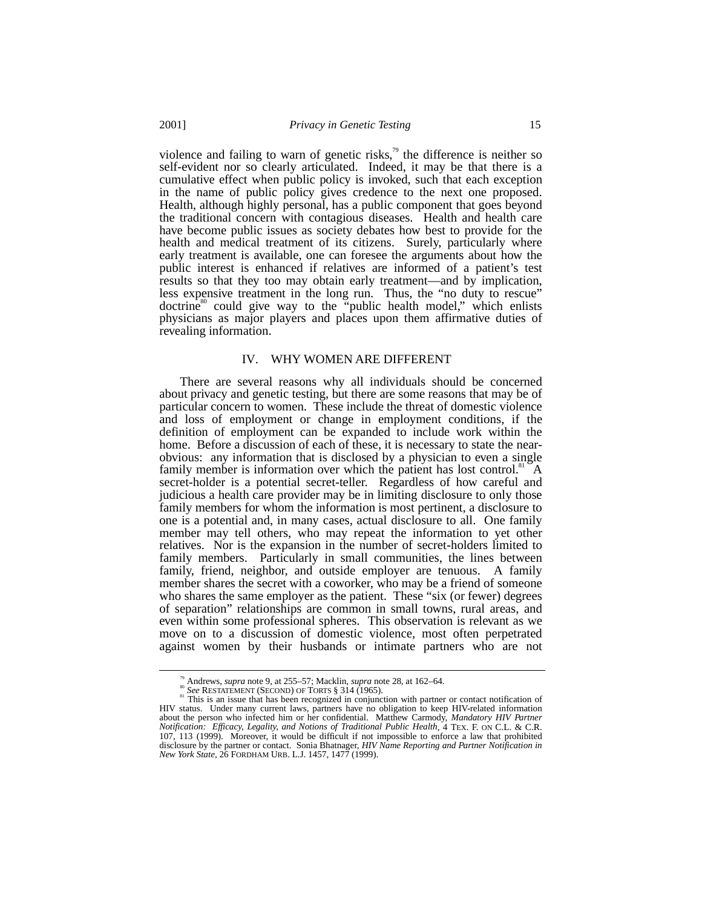violence and failing to warn of genetic risks,[79] the difference is neither so self-evident nor so clearly articulated. Indeed, it may be that there is a cumulative effect when public policy is invoked, such that each exception in the name of public policy gives credence to the next one proposed. Health, although highly personal, has a public component that goes beyond the traditional concern with contagious diseases. Health and health care have become public issues as society debates how best to provide for the health and medical treatment of its citizens. Surely, particularly where early treatment is available, one can foresee the arguments about how the public interest is enhanced if relatives are informed of a patient's test results so that they too may obtain early treatment—and by implication, less expensive treatment in the long run. Thus, the "no duty to rescue" doctrine[80] could give way to the "public health model," which enlists physicians as major players and places upon them affirmative duties of revealing information.

## IV. WHY WOMEN ARE DIFFERENT

There are several reasons why all individuals should be concerned about privacy and genetic testing, but there are some reasons that may be of particular concern to women. These include the threat of domestic violence and loss of employment or change in employment conditions, if the definition of employment can be expanded to include work within the home. Before a discussion of each of these, it is necessary to state the near-obvious: any information that is disclosed by a physician to even a single family member is information over which the patient has lost control.[81] A secret-holder is a potential secret-teller. Regardless of how careful and judicious a health care provider may be in limiting disclosure to only those family members for whom the information is most pertinent, a disclosure to one is a potential and, in many cases, actual disclosure to all. One family member may tell others, who may repeat the information to yet other relatives. Nor is the expansion in the number of secret-holders limited to family members. Particularly in small communities, the lines between family, friend, neighbor, and outside employer are tenuous. A family member shares the secret with a coworker, who may be a friend of someone who shares the same employer as the patient. These "six (or fewer) degrees of separation" relationships are common in small towns, rural areas, and even within some professional spheres. This observation is relevant as we move on to a discussion of domestic violence, most often perpetrated against women by their husbands or intimate partners who are not

---

[79] Andrews, *supra* note 9, at 255–57; Macklin, *supra* note 28, at 162–64.

[80] *See* RESTATEMENT (SECOND) OF TORTS § 314 (1965).

[81] This is an issue that has been recognized in conjunction with partner or contact notification of HIV status. Under many current laws, partners have no obligation to keep HIV-related information about the person who infected him or her confidential. Matthew Carmody, *Mandatory HIV Partner Notification: Efficacy, Legality, and Notions of Traditional Public Health*, 4 TEX. F. ON C.L. & C.R. 107, 113 (1999). Moreover, it would be difficult if not impossible to enforce a law that prohibited disclosure by the partner or contact. Sonia Bhatnager, *HIV Name Reporting and Partner Notification in New York State*, 26 FORDHAM URB. L.J. 1457, 1477 (1999).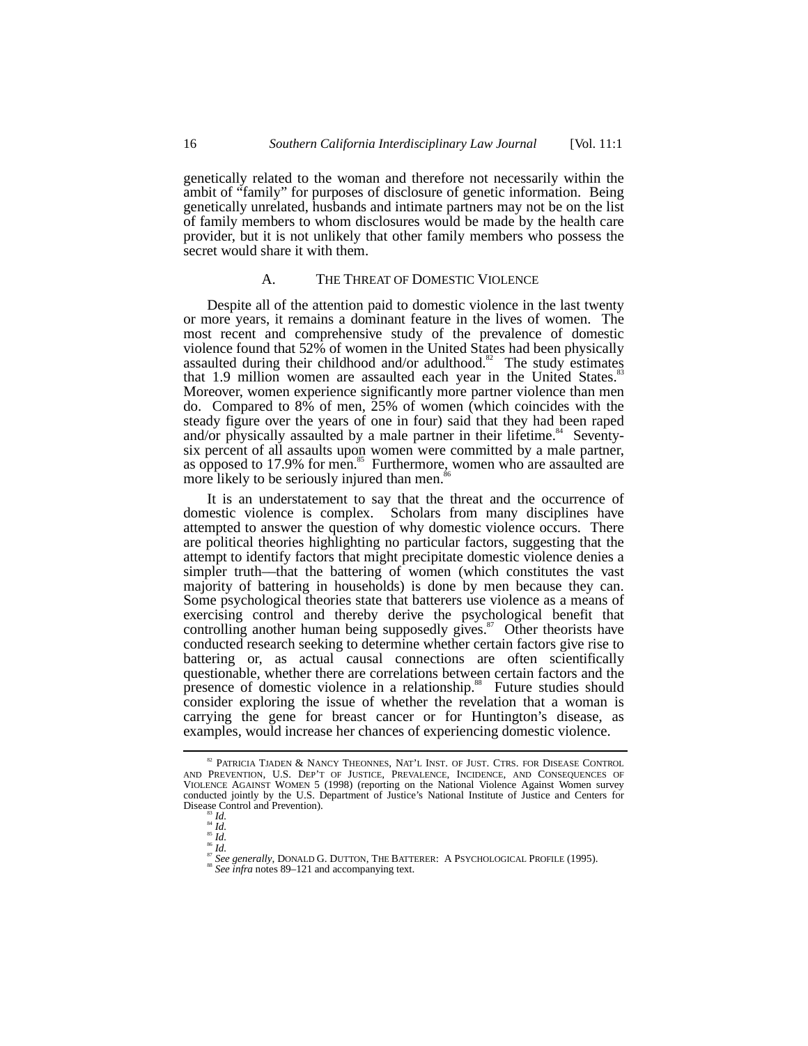genetically related to the woman and therefore not necessarily within the ambit of "family" for purposes of disclosure of genetic information. Being genetically unrelated, husbands and intimate partners may not be on the list of family members to whom disclosures would be made by the health care provider, but it is not unlikely that other family members who possess the secret would share it with them.

### A. THE THREAT OF DOMESTIC VIOLENCE

Despite all of the attention paid to domestic violence in the last twenty or more years, it remains a dominant feature in the lives of women. The most recent and comprehensive study of the prevalence of domestic violence found that 52% of women in the United States had been physically assaulted during their childhood and/or adulthood.[82] The study estimates that 1.9 million women are assaulted each year in the United States.[83] Moreover, women experience significantly more partner violence than men do. Compared to 8% of men, 25% of women (which coincides with the steady figure over the years of one in four) said that they had been raped and/or physically assaulted by a male partner in their lifetime.[84] Seventy-six percent of all assaults upon women were committed by a male partner, as opposed to 17.9% for men.[85] Furthermore, women who are assaulted are more likely to be seriously injured than men.[86]

It is an understatement to say that the threat and the occurrence of domestic violence is complex. Scholars from many disciplines have attempted to answer the question of why domestic violence occurs. There are political theories highlighting no particular factors, suggesting that the attempt to identify factors that might precipitate domestic violence denies a simpler truth—that the battering of women (which constitutes the vast majority of battering in households) is done by men because they can. Some psychological theories state that batterers use violence as a means of exercising control and thereby derive the psychological benefit that controlling another human being supposedly gives.[87] Other theorists have conducted research seeking to determine whether certain factors give rise to battering or, as actual causal connections are often scientifically questionable, whether there are correlations between certain factors and the presence of domestic violence in a relationship.[88] Future studies should consider exploring the issue of whether the revelation that a woman is carrying the gene for breast cancer or for Huntington's disease, as examples, would increase her chances of experiencing domestic violence.

---

[82] PATRICIA TJADEN & NANCY THEONNES, NAT'L INST. OF JUST. CTRS. FOR DISEASE CONTROL AND PREVENTION, U.S. DEP'T OF JUSTICE, PREVALENCE, INCIDENCE, AND CONSEQUENCES OF VIOLENCE AGAINST WOMEN 5 (1998) (reporting on the National Violence Against Women survey conducted jointly by the U.S. Department of Justice's National Institute of Justice and Centers for Disease Control and Prevention).

[83] *Id.*

[84] *Id.*

[85] *Id.*

[86] *Id.*

[87] *See generally*, DONALD G. DUTTON, THE BATTERER: A PSYCHOLOGICAL PROFILE (1995).

[88] *See infra* notes 89–121 and accompanying text.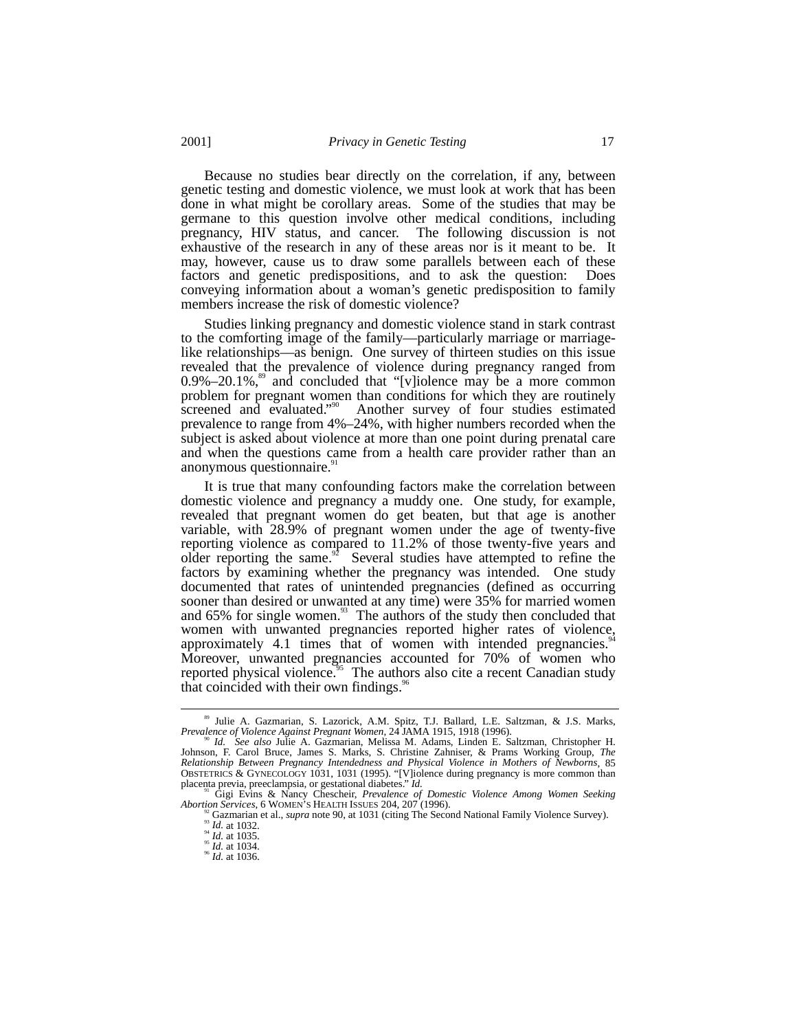Because no studies bear directly on the correlation, if any, between genetic testing and domestic violence, we must look at work that has been done in what might be corollary areas. Some of the studies that may be germane to this question involve other medical conditions, including pregnancy, HIV status, and cancer. The following discussion is not exhaustive of the research in any of these areas nor is it meant to be. It may, however, cause us to draw some parallels between each of these factors and genetic predispositions, and to ask the question: Does conveying information about a woman's genetic predisposition to family members increase the risk of domestic violence?

Studies linking pregnancy and domestic violence stand in stark contrast to the comforting image of the family—particularly marriage or marriage-like relationships—as benign. One survey of thirteen studies on this issue revealed that the prevalence of violence during pregnancy ranged from 0.9%–20.1%,[89] and concluded that "[v]iolence may be a more common problem for pregnant women than conditions for which they are routinely screened and evaluated."[90] Another survey of four studies estimated prevalence to range from 4%–24%, with higher numbers recorded when the subject is asked about violence at more than one point during prenatal care and when the questions came from a health care provider rather than an anonymous questionnaire.[91]

It is true that many confounding factors make the correlation between domestic violence and pregnancy a muddy one. One study, for example, revealed that pregnant women do get beaten, but that age is another variable, with 28.9% of pregnant women under the age of twenty-five reporting violence as compared to 11.2% of those twenty-five years and older reporting the same.[92] Several studies have attempted to refine the factors by examining whether the pregnancy was intended. One study documented that rates of unintended pregnancies (defined as occurring sooner than desired or unwanted at any time) were 35% for married women and 65% for single women.[93] The authors of the study then concluded that women with unwanted pregnancies reported higher rates of violence, approximately 4.1 times that of women with intended pregnancies.[94] Moreover, unwanted pregnancies accounted for 70% of women who reported physical violence.[95] The authors also cite a recent Canadian study that coincided with their own findings.[96]

---

[89] Julie A. Gazmarian, S. Lazorick, A.M. Spitz, T.J. Ballard, L.E. Saltzman, & J.S. Marks, *Prevalence of Violence Against Pregnant Women*, 24 JAMA 1915, 1918 (1996).

[90] *Id. See also* Julie A. Gazmarian, Melissa M. Adams, Linden E. Saltzman, Christopher H. Johnson, F. Carol Bruce, James S. Marks, S. Christine Zahniser, & Prams Working Group, *The Relationship Between Pregnancy Intendedness and Physical Violence in Mothers of Newborns*, 85 OBSTETRICS & GYNECOLOGY 1031, 1031 (1995). "[V]iolence during pregnancy is more common than placenta previa, preeclampsia, or gestational diabetes." *Id.*

[91] Gigi Evins & Nancy Chescheir, *Prevalence of Domestic Violence Among Women Seeking Abortion Services*, 6 WOMEN'S HEALTH ISSUES 204, 207 (1996).

[92] Gazmarian et al., *supra* note 90, at 1031 (citing The Second National Family Violence Survey).

[93] *Id.* at 1032.

[94] *Id.* at 1035.

[95] *Id.* at 1034.

[96] *Id.* at 1036.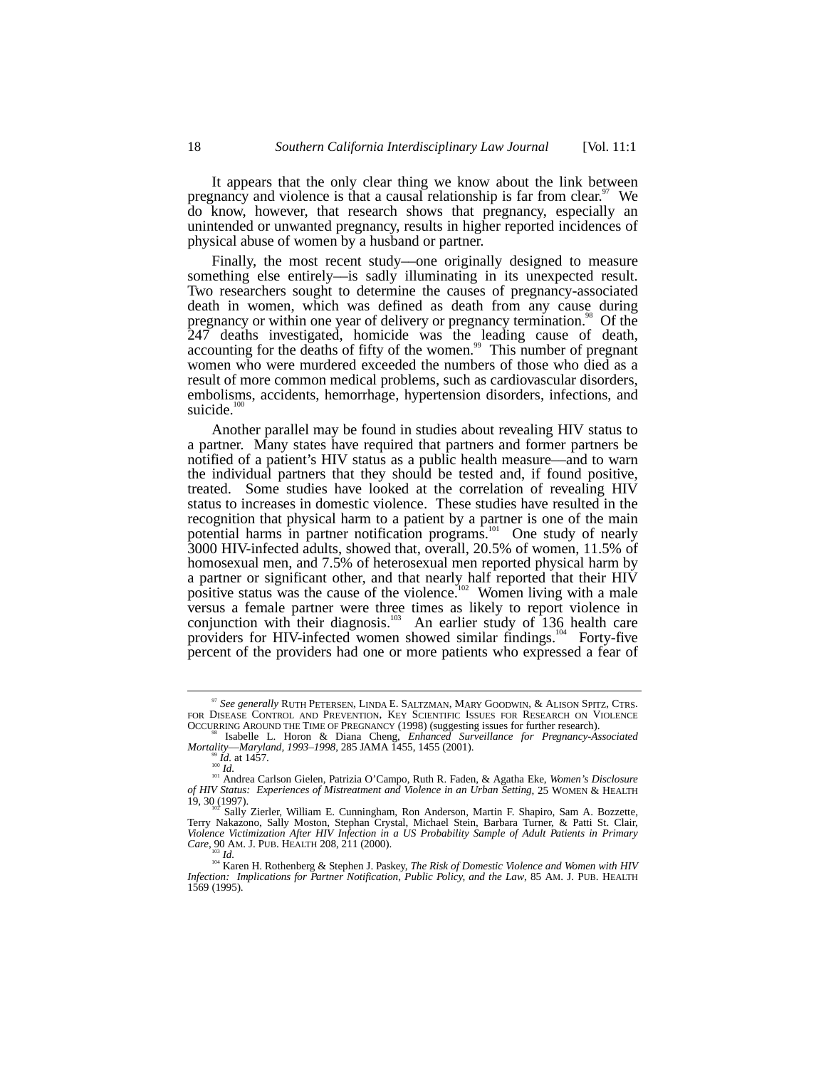It appears that the only clear thing we know about the link between pregnancy and violence is that a causal relationship is far from clear.[97] We do know, however, that research shows that pregnancy, especially an unintended or unwanted pregnancy, results in higher reported incidences of physical abuse of women by a husband or partner.

Finally, the most recent study—one originally designed to measure something else entirely—is sadly illuminating in its unexpected result. Two researchers sought to determine the causes of pregnancy-associated death in women, which was defined as death from any cause during pregnancy or within one year of delivery or pregnancy termination.[98] Of the 247 deaths investigated, homicide was the leading cause of death, accounting for the deaths of fifty of the women.[99] This number of pregnant women who were murdered exceeded the numbers of those who died as a result of more common medical problems, such as cardiovascular disorders, embolisms, accidents, hemorrhage, hypertension disorders, infections, and suicide.[100]

Another parallel may be found in studies about revealing HIV status to a partner. Many states have required that partners and former partners be notified of a patient's HIV status as a public health measure—and to warn the individual partners that they should be tested and, if found positive, treated. Some studies have looked at the correlation of revealing HIV status to increases in domestic violence. These studies have resulted in the recognition that physical harm to a patient by a partner is one of the main potential harms in partner notification programs.[101] One study of nearly 3000 HIV-infected adults, showed that, overall, 20.5% of women, 11.5% of homosexual men, and 7.5% of heterosexual men reported physical harm by a partner or significant other, and that nearly half reported that their HIV positive status was the cause of the violence.[102] Women living with a male versus a female partner were three times as likely to report violence in conjunction with their diagnosis.[103] An earlier study of 136 health care providers for HIV-infected women showed similar findings.[104] Forty-five percent of the providers had one or more patients who expressed a fear of

---

[97] *See generally* RUTH PETERSEN, LINDA E. SALTZMAN, MARY GOODWIN, & ALISON SPITZ, CTRS. FOR DISEASE CONTROL AND PREVENTION, KEY SCIENTIFIC ISSUES FOR RESEARCH ON VIOLENCE OCCURRING AROUND THE TIME OF PREGNANCY (1998) (suggesting issues for further research).

[98] Isabelle L. Horon & Diana Cheng, *Enhanced Surveillance for Pregnancy-Associated Mortality—Maryland, 1993–1998*, 285 JAMA 1455, 1455 (2001).

[99] *Id.* at 1457.

[100] *Id.*

[101] Andrea Carlson Gielen, Patrizia O'Campo, Ruth R. Faden, & Agatha Eke, *Women's Disclosure of HIV Status: Experiences of Mistreatment and Violence in an Urban Setting*, 25 WOMEN & HEALTH 19, 30 (1997).

[102] Sally Zierler, William E. Cunningham, Ron Anderson, Martin F. Shapiro, Sam A. Bozzette, Terry Nakazono, Sally Moston, Stephan Crystal, Michael Stein, Barbara Turner, & Patti St. Clair, *Violence Victimization After HIV Infection in a US Probability Sample of Adult Patients in Primary Care*, 90 AM. J. PUB. HEALTH 208, 211 (2000).

[103] *Id.*

[104] Karen H. Rothenberg & Stephen J. Paskey, *The Risk of Domestic Violence and Women with HIV Infection: Implications for Partner Notification, Public Policy, and the Law*, 85 AM. J. PUB. HEALTH 1569 (1995).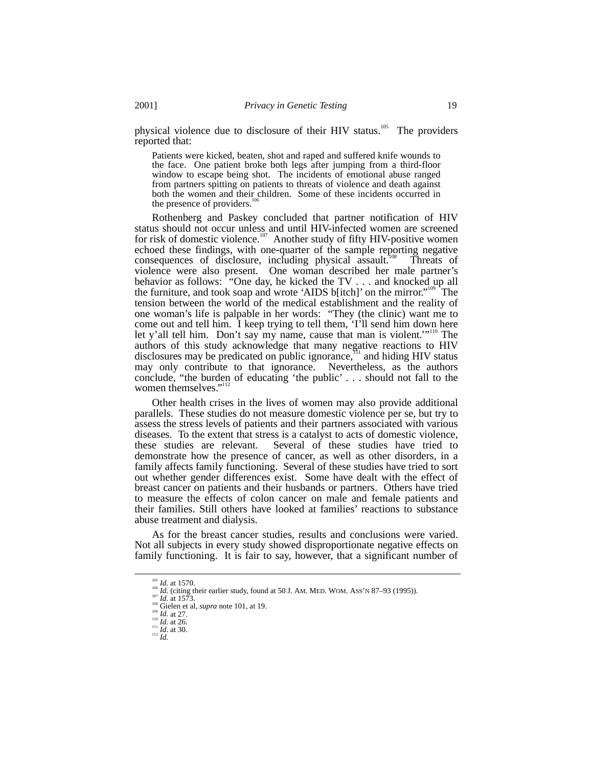physical violence due to disclosure of their HIV status.[105] The providers reported that:

> Patients were kicked, beaten, shot and raped and suffered knife wounds to the face. One patient broke both legs after jumping from a third-floor window to escape being shot. The incidents of emotional abuse ranged from partners spitting on patients to threats of violence and death against both the women and their children. Some of these incidents occurred in the presence of providers.[106]

Rothenberg and Paskey concluded that partner notification of HIV status should not occur unless and until HIV-infected women are screened for risk of domestic violence.[107] Another study of fifty HIV-positive women echoed these findings, with one-quarter of the sample reporting negative consequences of disclosure, including physical assault.[108] Threats of violence were also present. One woman described her male partner's behavior as follows: "One day, he kicked the TV . . . and knocked up all the furniture, and took soap and wrote 'AIDS b[itch]' on the mirror."[109] The tension between the world of the medical establishment and the reality of one woman's life is palpable in her words: "They (the clinic) want me to come out and tell him. I keep trying to tell them, 'I'll send him down here let y'all tell him. Don't say my name, cause that man is violent.'"[110] The authors of this study acknowledge that many negative reactions to HIV disclosures may be predicated on public ignorance,[111] and hiding HIV status may only contribute to that ignorance. Nevertheless, as the authors conclude, "the burden of educating 'the public' . . . should not fall to the women themselves."[112]

Other health crises in the lives of women may also provide additional parallels. These studies do not measure domestic violence per se, but try to assess the stress levels of patients and their partners associated with various diseases. To the extent that stress is a catalyst to acts of domestic violence, these studies are relevant. Several of these studies have tried to demonstrate how the presence of cancer, as well as other disorders, in a family affects family functioning. Several of these studies have tried to sort out whether gender differences exist. Some have dealt with the effect of breast cancer on patients and their husbands or partners. Others have tried to measure the effects of colon cancer on male and female patients and their families. Still others have looked at families' reactions to substance abuse treatment and dialysis.

As for the breast cancer studies, results and conclusions were varied. Not all subjects in every study showed disproportionate negative effects on family functioning. It is fair to say, however, that a significant number of

---

[105] *Id.* at 1570.
[106] *Id.* (citing their earlier study, found at 50 J. AM. MED. WOM. ASS'N 87–93 (1995)).
[107] *Id.* at 1573.
[108] Gielen et al, *supra* note 101, at 19.
[109] *Id.* at 27.
[110] *Id.* at 26.
[111] *Id.* at 30.
[112] *Id.*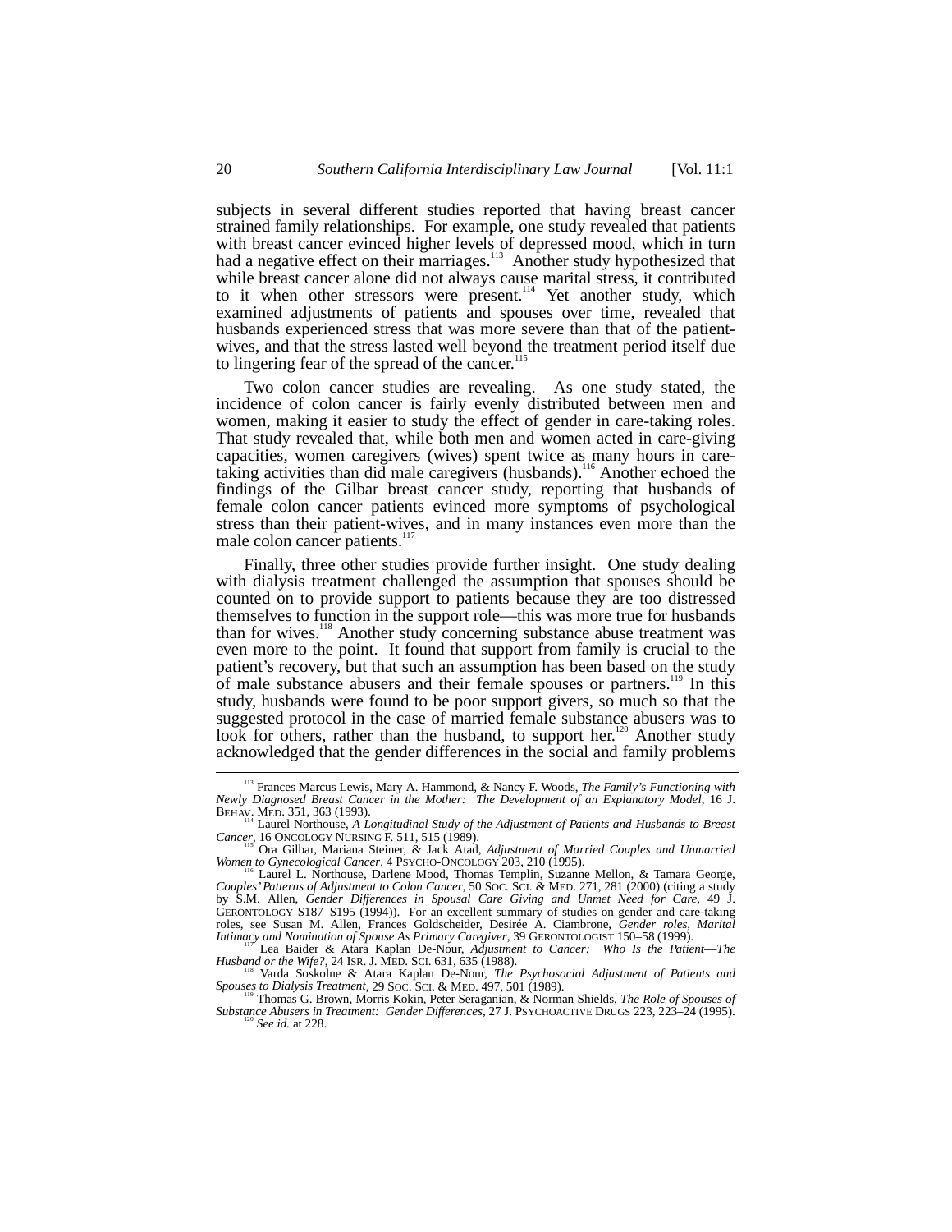subjects in several different studies reported that having breast cancer strained family relationships. For example, one study revealed that patients with breast cancer evinced higher levels of depressed mood, which in turn had a negative effect on their marriages.[113] Another study hypothesized that while breast cancer alone did not always cause marital stress, it contributed to it when other stressors were present.[114] Yet another study, which examined adjustments of patients and spouses over time, revealed that husbands experienced stress that was more severe than that of the patient-wives, and that the stress lasted well beyond the treatment period itself due to lingering fear of the spread of the cancer.[115]

Two colon cancer studies are revealing. As one study stated, the incidence of colon cancer is fairly evenly distributed between men and women, making it easier to study the effect of gender in care-taking roles. That study revealed that, while both men and women acted in care-giving capacities, women caregivers (wives) spent twice as many hours in care-taking activities than did male caregivers (husbands).[116] Another echoed the findings of the Gilbar breast cancer study, reporting that husbands of female colon cancer patients evinced more symptoms of psychological stress than their patient-wives, and in many instances even more than the male colon cancer patients.[117]

Finally, three other studies provide further insight. One study dealing with dialysis treatment challenged the assumption that spouses should be counted on to provide support to patients because they are too distressed themselves to function in the support role—this was more true for husbands than for wives.[118] Another study concerning substance abuse treatment was even more to the point. It found that support from family is crucial to the patient's recovery, but that such an assumption has been based on the study of male substance abusers and their female spouses or partners.[119] In this study, husbands were found to be poor support givers, so much so that the suggested protocol in the case of married female substance abusers was to look for others, rather than the husband, to support her.[120] Another study acknowledged that the gender differences in the social and family problems

---

[113] Frances Marcus Lewis, Mary A. Hammond, & Nancy F. Woods, *The Family's Functioning with Newly Diagnosed Breast Cancer in the Mother: The Development of an Explanatory Model*, 16 J. BEHAV. MED. 351, 363 (1993).

[114] Laurel Northouse, *A Longitudinal Study of the Adjustment of Patients and Husbands to Breast Cancer*, 16 ONCOLOGY NURSING F. 511, 515 (1989).

[115] Ora Gilbar, Mariana Steiner, & Jack Atad, *Adjustment of Married Couples and Unmarried Women to Gynecological Cancer*, 4 PSYCHO-ONCOLOGY 203, 210 (1995).

[116] Laurel L. Northouse, Darlene Mood, Thomas Templin, Suzanne Mellon, & Tamara George, *Couples' Patterns of Adjustment to Colon Cancer*, 50 SOC. SCI. & MED. 271, 281 (2000) (citing a study by S.M. Allen, *Gender Differences in Spousal Care Giving and Unmet Need for Care*, 49 J. GERONTOLOGY S187–S195 (1994)). For an excellent summary of studies on gender and care-taking roles, see Susan M. Allen, Frances Goldscheider, Desirée A. Ciambrone, *Gender roles, Marital Intimacy and Nomination of Spouse As Primary Caregiver*, 39 GERONTOLOGIST 150–58 (1999).

[117] Lea Baider & Atara Kaplan De-Nour, *Adjustment to Cancer: Who Is the Patient—The Husband or the Wife?*, 24 ISR. J. MED. SCI. 631, 635 (1988).

[118] Varda Soskolne & Atara Kaplan De-Nour, *The Psychosocial Adjustment of Patients and Spouses to Dialysis Treatment*, 29 SOC. SCI. & MED. 497, 501 (1989).

[119] Thomas G. Brown, Morris Kokin, Peter Seraganian, & Norman Shields, *The Role of Spouses of Substance Abusers in Treatment: Gender Differences*, 27 J. PSYCHOACTIVE DRUGS 223, 223–24 (1995).

[120] *See id.* at 228.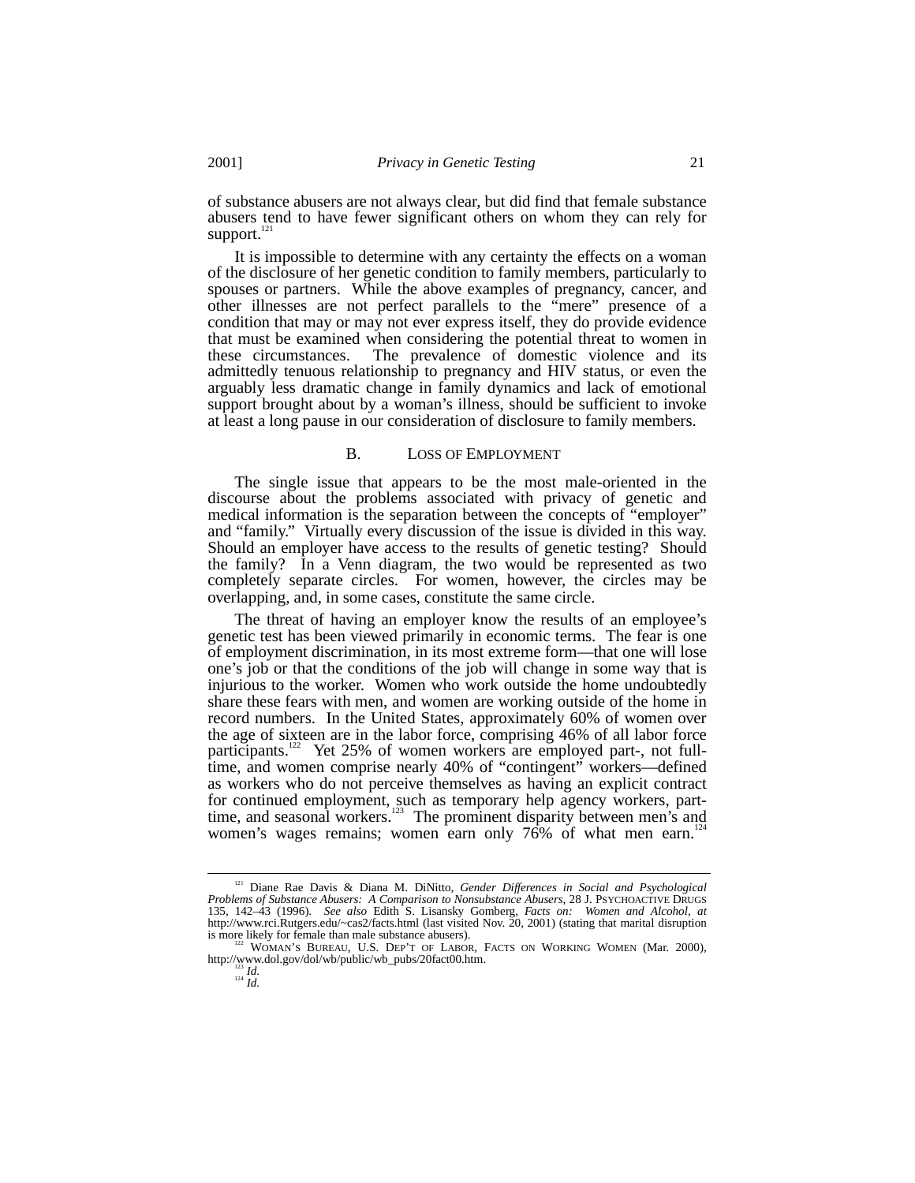of substance abusers are not always clear, but did find that female substance abusers tend to have fewer significant others on whom they can rely for support.[121]

It is impossible to determine with any certainty the effects on a woman of the disclosure of her genetic condition to family members, particularly to spouses or partners. While the above examples of pregnancy, cancer, and other illnesses are not perfect parallels to the "mere" presence of a condition that may or may not ever express itself, they do provide evidence that must be examined when considering the potential threat to women in these circumstances. The prevalence of domestic violence and its admittedly tenuous relationship to pregnancy and HIV status, or even the arguably less dramatic change in family dynamics and lack of emotional support brought about by a woman's illness, should be sufficient to invoke at least a long pause in our consideration of disclosure to family members.

### B. Loss of Employment

The single issue that appears to be the most male-oriented in the discourse about the problems associated with privacy of genetic and medical information is the separation between the concepts of "employer" and "family." Virtually every discussion of the issue is divided in this way. Should an employer have access to the results of genetic testing? Should the family? In a Venn diagram, the two would be represented as two completely separate circles. For women, however, the circles may be overlapping, and, in some cases, constitute the same circle.

The threat of having an employer know the results of an employee's genetic test has been viewed primarily in economic terms. The fear is one of employment discrimination, in its most extreme form—that one will lose one's job or that the conditions of the job will change in some way that is injurious to the worker. Women who work outside the home undoubtedly share these fears with men, and women are working outside of the home in record numbers. In the United States, approximately 60% of women over the age of sixteen are in the labor force, comprising 46% of all labor force participants.[122] Yet 25% of women workers are employed part-, not full-time, and women comprise nearly 40% of "contingent" workers—defined as workers who do not perceive themselves as having an explicit contract for continued employment, such as temporary help agency workers, part-time, and seasonal workers.[123] The prominent disparity between men's and women's wages remains; women earn only 76% of what men earn.[124]

---

[121] Diane Rae Davis & Diana M. DiNitto, *Gender Differences in Social and Psychological Problems of Substance Abusers: A Comparison to Nonsubstance Abusers*, 28 J. Psychoactive Drugs 135, 142–43 (1996). *See also* Edith S. Lisansky Gomberg, *Facts on: Women and Alcohol*, *at* http://www.rci.Rutgers.edu/~cas2/facts.html (last visited Nov. 20, 2001) (stating that marital disruption is more likely for female than male substance abusers).

[122] Woman's Bureau, U.S. Dep't of Labor, Facts on Working Women (Mar. 2000), http://www.dol.gov/dol/wb/public/wb_pubs/20fact00.htm.

[123] *Id.*

[124] *Id.*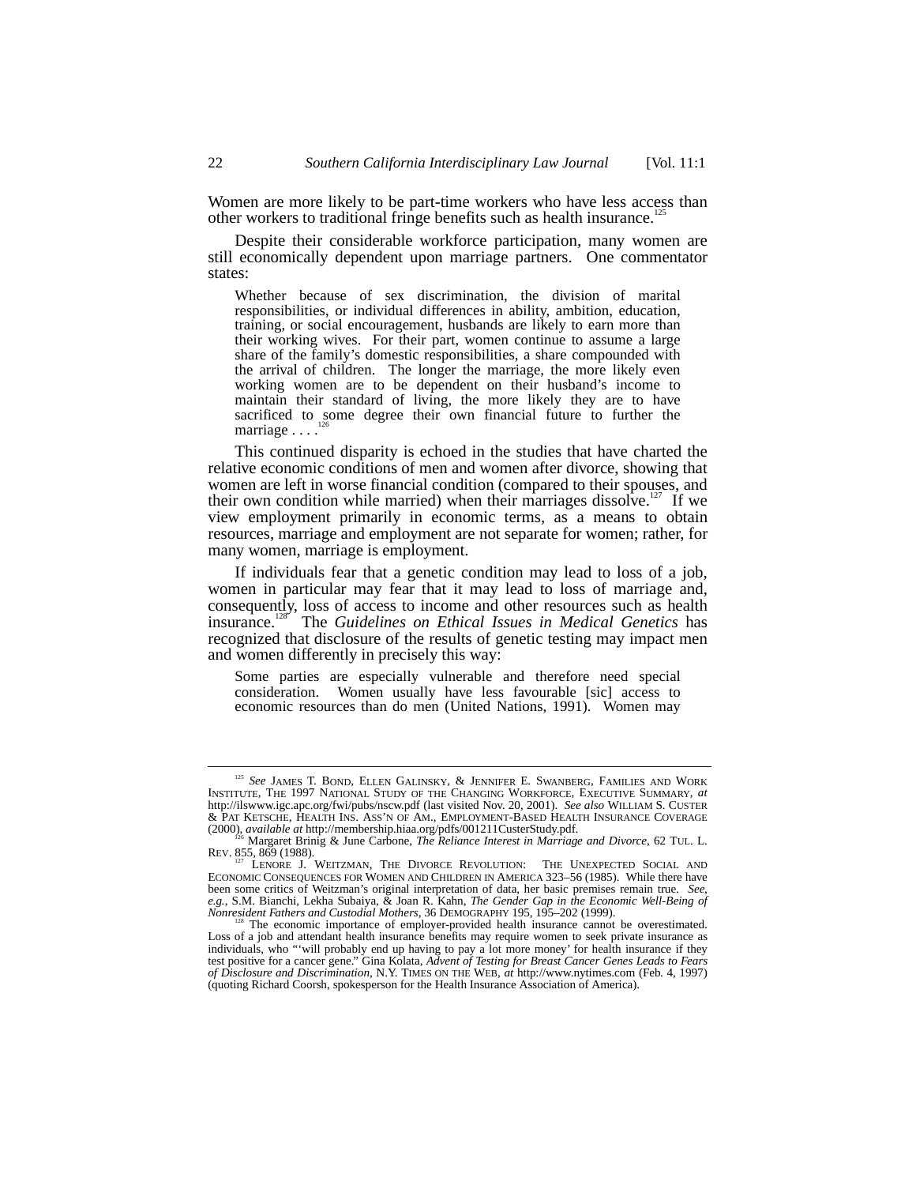Women are more likely to be part-time workers who have less access than other workers to traditional fringe benefits such as health insurance.[125]

Despite their considerable workforce participation, many women are still economically dependent upon marriage partners. One commentator states:

> Whether because of sex discrimination, the division of marital responsibilities, or individual differences in ability, ambition, education, training, or social encouragement, husbands are likely to earn more than their working wives. For their part, women continue to assume a large share of the family's domestic responsibilities, a share compounded with the arrival of children. The longer the marriage, the more likely even working women are to be dependent on their husband's income to maintain their standard of living, the more likely they are to have sacrificed to some degree their own financial future to further the marriage . . . .[126]

This continued disparity is echoed in the studies that have charted the relative economic conditions of men and women after divorce, showing that women are left in worse financial condition (compared to their spouses, and their own condition while married) when their marriages dissolve.[127] If we view employment primarily in economic terms, as a means to obtain resources, marriage and employment are not separate for women; rather, for many women, marriage is employment.

If individuals fear that a genetic condition may lead to loss of a job, women in particular may fear that it may lead to loss of marriage and, consequently, loss of access to income and other resources such as health insurance.[128] The *Guidelines on Ethical Issues in Medical Genetics* has recognized that disclosure of the results of genetic testing may impact men and women differently in precisely this way:

> Some parties are especially vulnerable and therefore need special consideration. Women usually have less favourable [sic] access to economic resources than do men (United Nations, 1991). Women may

---

[125] *See* JAMES T. BOND, ELLEN GALINSKY, & JENNIFER E. SWANBERG, FAMILIES AND WORK INSTITUTE, THE 1997 NATIONAL STUDY OF THE CHANGING WORKFORCE, EXECUTIVE SUMMARY, *at* http://ilswww.igc.apc.org/fwi/pubs/nscw.pdf (last visited Nov. 20, 2001). *See also* WILLIAM S. CUSTER & PAT KETSCHE, HEALTH INS. ASS'N OF AM., EMPLOYMENT-BASED HEALTH INSURANCE COVERAGE (2000), *available at* http://membership.hiaa.org/pdfs/001211CusterStudy.pdf.

[126] Margaret Brinig & June Carbone, *The Reliance Interest in Marriage and Divorce*, 62 TUL. L. REV. 855, 869 (1988).

[127] LENORE J. WEITZMAN, THE DIVORCE REVOLUTION: THE UNEXPECTED SOCIAL AND ECONOMIC CONSEQUENCES FOR WOMEN AND CHILDREN IN AMERICA 323–56 (1985). While there have been some critics of Weitzman's original interpretation of data, her basic premises remain true. *See, e.g.*, S.M. Bianchi, Lekha Subaiya, & Joan R. Kahn, *The Gender Gap in the Economic Well-Being of Nonresident Fathers and Custodial Mothers*, 36 DEMOGRAPHY 195, 195–202 (1999).

[128] The economic importance of employer-provided health insurance cannot be overestimated. Loss of a job and attendant health insurance benefits may require women to seek private insurance as individuals, who "'will probably end up having to pay a lot more money' for health insurance if they test positive for a cancer gene." Gina Kolata, *Advent of Testing for Breast Cancer Genes Leads to Fears of Disclosure and Discrimination*, N.Y. TIMES ON THE WEB, *at* http://www.nytimes.com (Feb. 4, 1997) (quoting Richard Coorsh, spokesperson for the Health Insurance Association of America).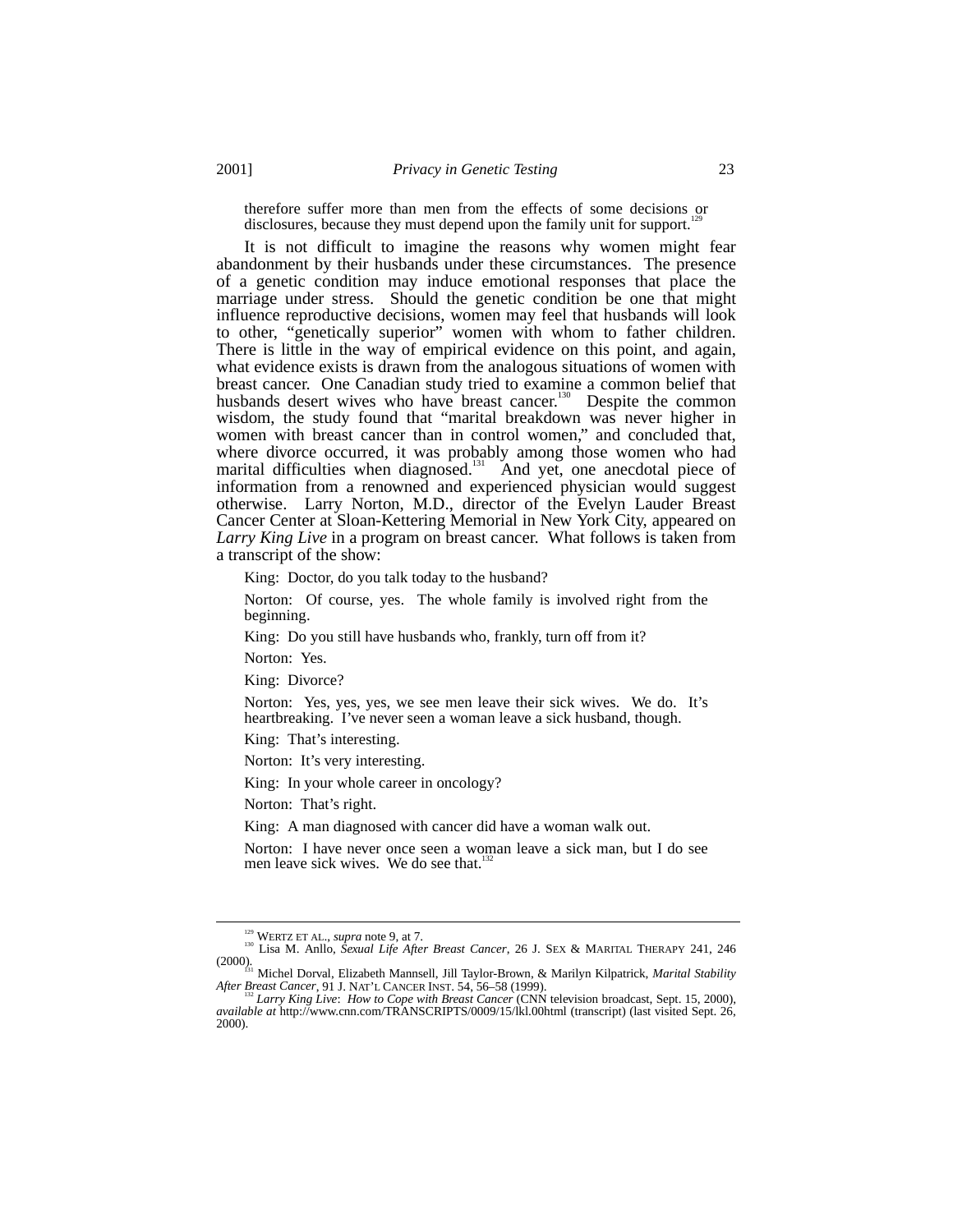therefore suffer more than men from the effects of some decisions or disclosures, because they must depend upon the family unit for support.[129]

It is not difficult to imagine the reasons why women might fear abandonment by their husbands under these circumstances. The presence of a genetic condition may induce emotional responses that place the marriage under stress. Should the genetic condition be one that might influence reproductive decisions, women may feel that husbands will look to other, "genetically superior" women with whom to father children. There is little in the way of empirical evidence on this point, and again, what evidence exists is drawn from the analogous situations of women with breast cancer. One Canadian study tried to examine a common belief that husbands desert wives who have breast cancer.[130] Despite the common wisdom, the study found that "marital breakdown was never higher in women with breast cancer than in control women," and concluded that, where divorce occurred, it was probably among those women who had marital difficulties when diagnosed.[131] And yet, one anecdotal piece of information from a renowned and experienced physician would suggest otherwise. Larry Norton, M.D., director of the Evelyn Lauder Breast Cancer Center at Sloan-Kettering Memorial in New York City, appeared on *Larry King Live* in a program on breast cancer. What follows is taken from a transcript of the show:

> King: Doctor, do you talk today to the husband?
>
> Norton: Of course, yes. The whole family is involved right from the beginning.
>
> King: Do you still have husbands who, frankly, turn off from it?
>
> Norton: Yes.
>
> King: Divorce?
>
> Norton: Yes, yes, yes, we see men leave their sick wives. We do. It's heartbreaking. I've never seen a woman leave a sick husband, though.
>
> King: That's interesting.
>
> Norton: It's very interesting.
>
> King: In your whole career in oncology?
>
> Norton: That's right.
>
> King: A man diagnosed with cancer did have a woman walk out.
>
> Norton: I have never once seen a woman leave a sick man, but I do see men leave sick wives. We do see that.[132]

---

[129] WERTZ ET AL., *supra* note 9, at 7.

[130] Lisa M. Anllo, *Sexual Life After Breast Cancer*, 26 J. SEX & MARITAL THERAPY 241, 246 (2000).

[131] Michel Dorval, Elizabeth Mannsell, Jill Taylor-Brown, & Marilyn Kilpatrick, *Marital Stability After Breast Cancer*, 91 J. NAT'L CANCER INST. 54, 56–58 (1999).

[132] *Larry King Live*: *How to Cope with Breast Cancer* (CNN television broadcast, Sept. 15, 2000), *available at* http://www.cnn.com/TRANSCRIPTS/0009/15/lkl.00html (transcript) (last visited Sept. 26, 2000).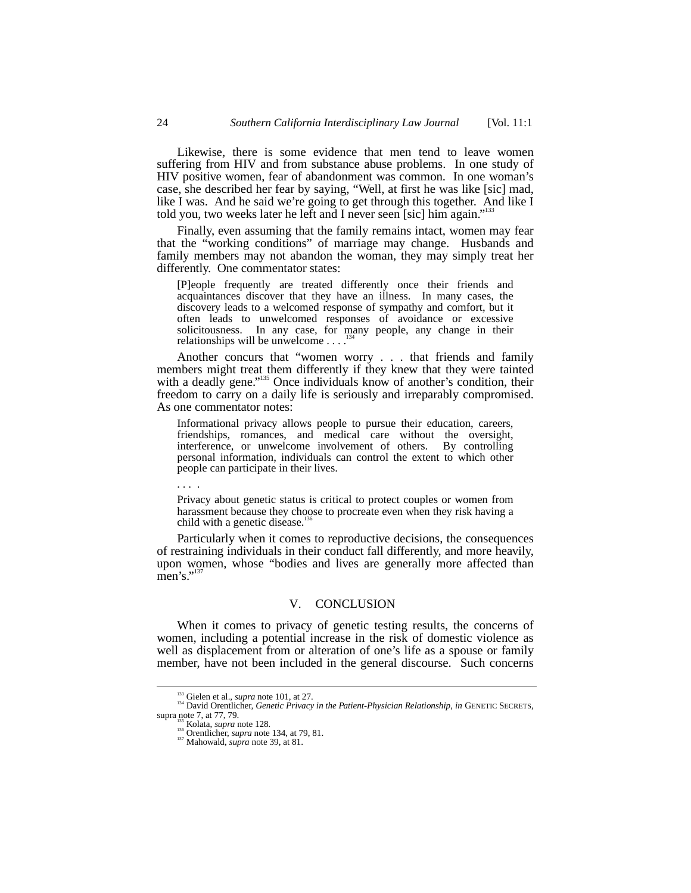Likewise, there is some evidence that men tend to leave women suffering from HIV and from substance abuse problems. In one study of HIV positive women, fear of abandonment was common. In one woman's case, she described her fear by saying, "Well, at first he was like [sic] mad, like I was. And he said we're going to get through this together. And like I told you, two weeks later he left and I never seen [sic] him again."[133]

Finally, even assuming that the family remains intact, women may fear that the "working conditions" of marriage may change. Husbands and family members may not abandon the woman, they may simply treat her differently. One commentator states:

> [P]eople frequently are treated differently once their friends and acquaintances discover that they have an illness. In many cases, the discovery leads to a welcomed response of sympathy and comfort, but it often leads to unwelcomed responses of avoidance or excessive solicitousness. In any case, for many people, any change in their relationships will be unwelcome . . . .[134]

Another concurs that "women worry . . . that friends and family members might treat them differently if they knew that they were tainted with a deadly gene."[135] Once individuals know of another's condition, their freedom to carry on a daily life is seriously and irreparably compromised. As one commentator notes:

> Informational privacy allows people to pursue their education, careers, friendships, romances, and medical care without the oversight, interference, or unwelcome involvement of others. By controlling personal information, individuals can control the extent to which other people can participate in their lives.
>
> . . . .
>
> Privacy about genetic status is critical to protect couples or women from harassment because they choose to procreate even when they risk having a child with a genetic disease.[136]

Particularly when it comes to reproductive decisions, the consequences of restraining individuals in their conduct fall differently, and more heavily, upon women, whose "bodies and lives are generally more affected than men's."[137]

## V. CONCLUSION

When it comes to privacy of genetic testing results, the concerns of women, including a potential increase in the risk of domestic violence as well as displacement from or alteration of one's life as a spouse or family member, have not been included in the general discourse. Such concerns

---

[133] Gielen et al., *supra* note 101, at 27.

[134] David Orentlicher, *Genetic Privacy in the Patient-Physician Relationship*, *in* GENETIC SECRETS, supra note 7, at 77, 79.

[135] Kolata, *supra* note 128.

[136] Orentlicher, *supra* note 134, at 79, 81.

[137] Mahowald, *supra* note 39, at 81.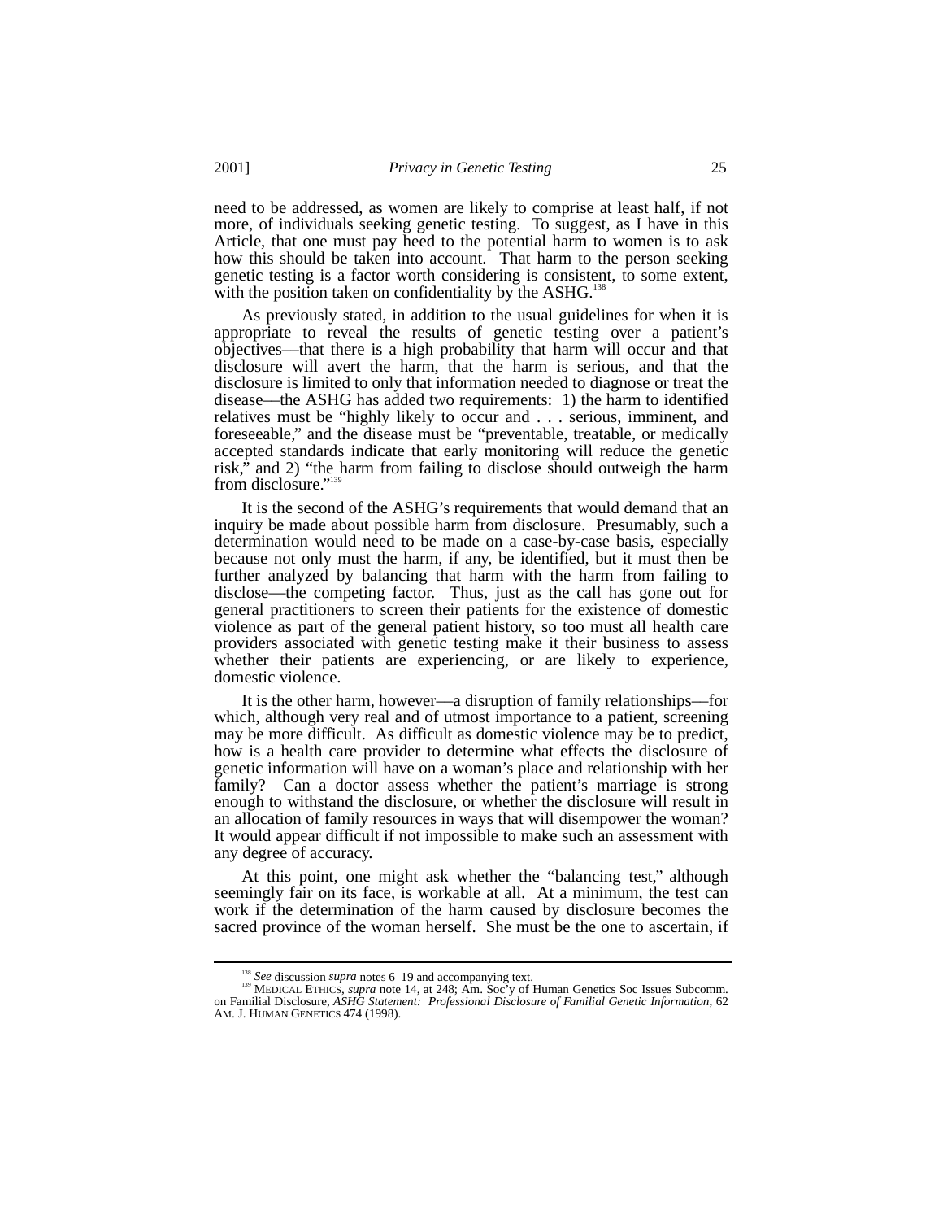need to be addressed, as women are likely to comprise at least half, if not more, of individuals seeking genetic testing. To suggest, as I have in this Article, that one must pay heed to the potential harm to women is to ask how this should be taken into account. That harm to the person seeking genetic testing is a factor worth considering is consistent, to some extent, with the position taken on confidentiality by the ASHG.[138]

As previously stated, in addition to the usual guidelines for when it is appropriate to reveal the results of genetic testing over a patient's objectives—that there is a high probability that harm will occur and that disclosure will avert the harm, that the harm is serious, and that the disclosure is limited to only that information needed to diagnose or treat the disease—the ASHG has added two requirements: 1) the harm to identified relatives must be "highly likely to occur and . . . serious, imminent, and foreseeable," and the disease must be "preventable, treatable, or medically accepted standards indicate that early monitoring will reduce the genetic risk," and 2) "the harm from failing to disclose should outweigh the harm from disclosure."[139]

It is the second of the ASHG's requirements that would demand that an inquiry be made about possible harm from disclosure. Presumably, such a determination would need to be made on a case-by-case basis, especially because not only must the harm, if any, be identified, but it must then be further analyzed by balancing that harm with the harm from failing to disclose—the competing factor. Thus, just as the call has gone out for general practitioners to screen their patients for the existence of domestic violence as part of the general patient history, so too must all health care providers associated with genetic testing make it their business to assess whether their patients are experiencing, or are likely to experience, domestic violence.

It is the other harm, however—a disruption of family relationships—for which, although very real and of utmost importance to a patient, screening may be more difficult. As difficult as domestic violence may be to predict, how is a health care provider to determine what effects the disclosure of genetic information will have on a woman's place and relationship with her family? Can a doctor assess whether the patient's marriage is strong enough to withstand the disclosure, or whether the disclosure will result in an allocation of family resources in ways that will disempower the woman? It would appear difficult if not impossible to make such an assessment with any degree of accuracy.

At this point, one might ask whether the "balancing test," although seemingly fair on its face, is workable at all. At a minimum, the test can work if the determination of the harm caused by disclosure becomes the sacred province of the woman herself. She must be the one to ascertain, if

---

[138] *See* discussion *supra* notes 6–19 and accompanying text.

[139] MEDICAL ETHICS, *supra* note 14, at 248; Am. Soc'y of Human Genetics Soc Issues Subcomm. on Familial Disclosure, *ASHG Statement: Professional Disclosure of Familial Genetic Information*, 62 AM. J. HUMAN GENETICS 474 (1998).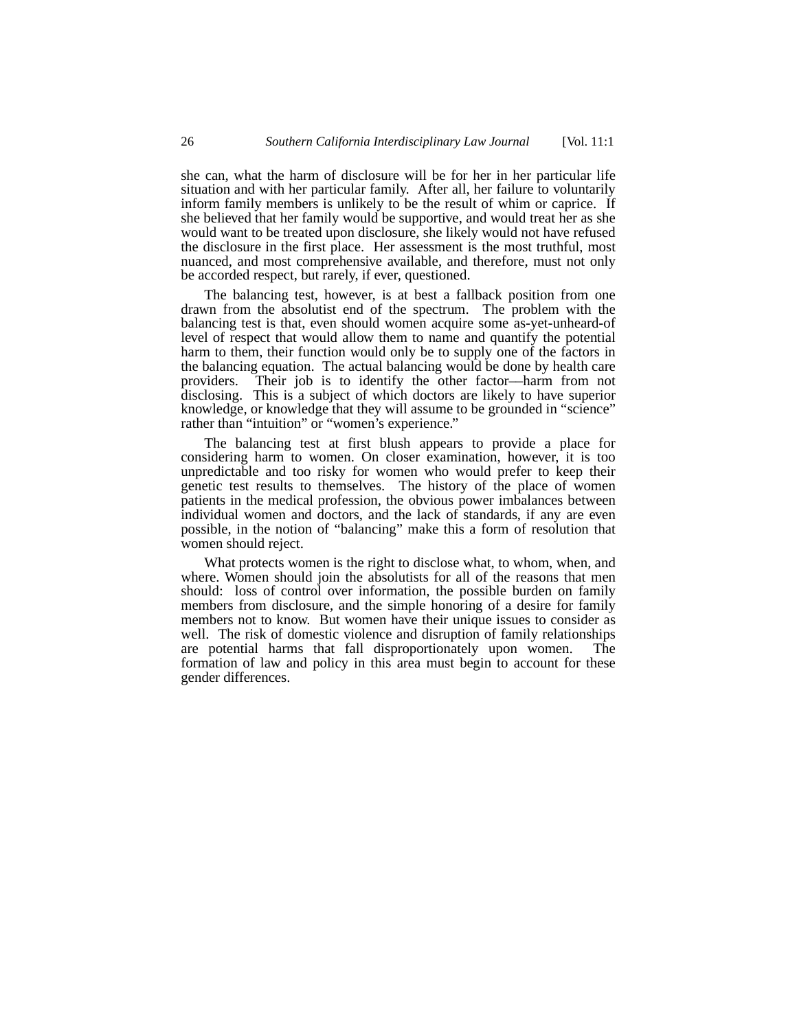she can, what the harm of disclosure will be for her in her particular life situation and with her particular family. After all, her failure to voluntarily inform family members is unlikely to be the result of whim or caprice. If she believed that her family would be supportive, and would treat her as she would want to be treated upon disclosure, she likely would not have refused the disclosure in the first place. Her assessment is the most truthful, most nuanced, and most comprehensive available, and therefore, must not only be accorded respect, but rarely, if ever, questioned.

The balancing test, however, is at best a fallback position from one drawn from the absolutist end of the spectrum. The problem with the balancing test is that, even should women acquire some as-yet-unheard-of level of respect that would allow them to name and quantify the potential harm to them, their function would only be to supply one of the factors in the balancing equation. The actual balancing would be done by health care providers. Their job is to identify the other factor—harm from not disclosing. This is a subject of which doctors are likely to have superior knowledge, or knowledge that they will assume to be grounded in "science" rather than "intuition" or "women's experience."

The balancing test at first blush appears to provide a place for considering harm to women. On closer examination, however, it is too unpredictable and too risky for women who would prefer to keep their genetic test results to themselves. The history of the place of women patients in the medical profession, the obvious power imbalances between individual women and doctors, and the lack of standards, if any are even possible, in the notion of "balancing" make this a form of resolution that women should reject.

What protects women is the right to disclose what, to whom, when, and where. Women should join the absolutists for all of the reasons that men should: loss of control over information, the possible burden on family members from disclosure, and the simple honoring of a desire for family members not to know. But women have their unique issues to consider as well. The risk of domestic violence and disruption of family relationships are potential harms that fall disproportionately upon women. The formation of law and policy in this area must begin to account for these gender differences.